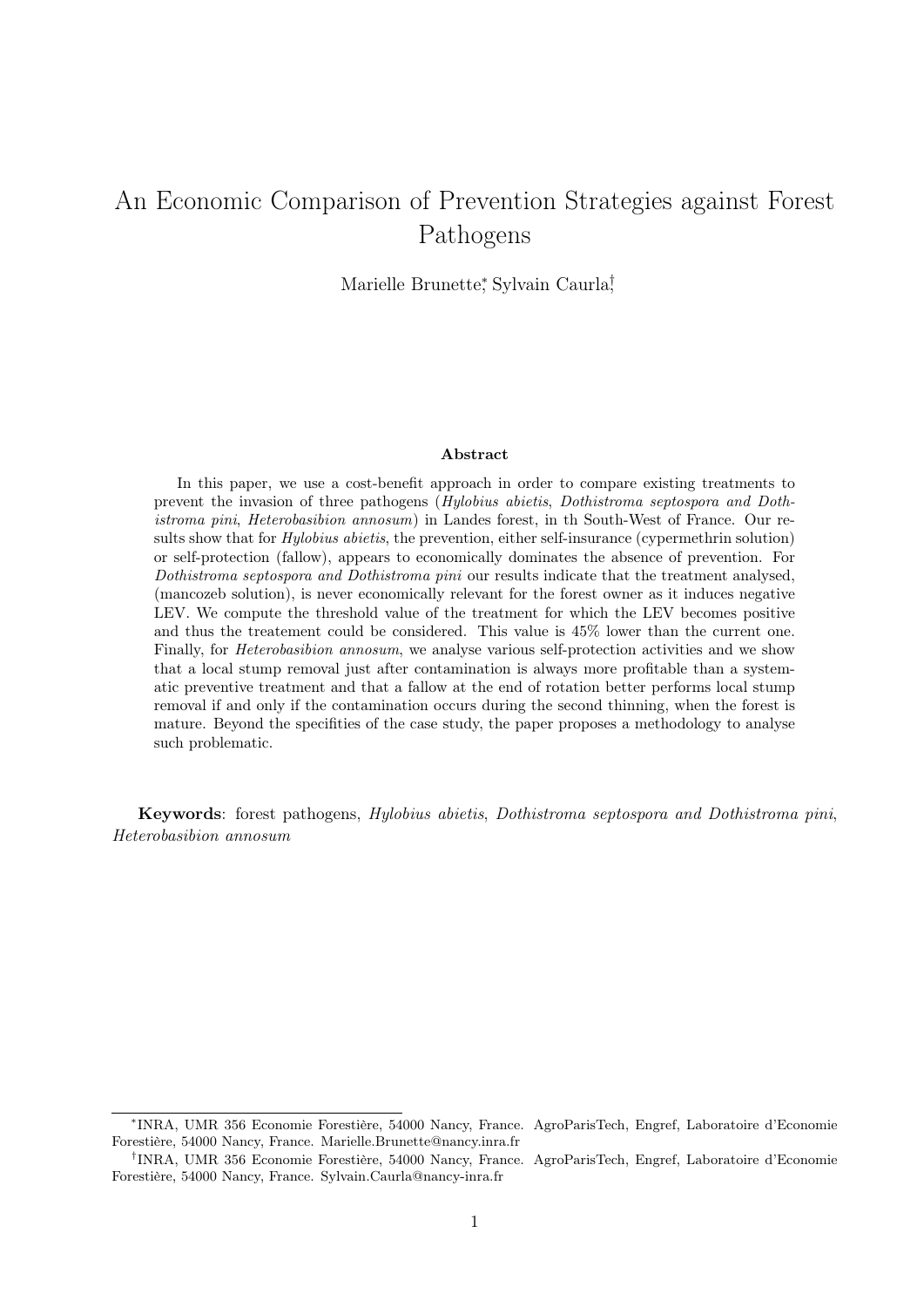# An Economic Comparison of Prevention Strategies against Forest Pathogens

Marielle Brunette[*], Sylvain Caurla[†]

### Abstract

In this paper, we use a cost-benefit approach in order to compare existing treatments to prevent the invasion of three pathogens (*Hylobius abietis*, *Dothistroma septospora and Dothistroma pini*, *Heterobasibion annosum*) in Landes forest, in th South-West of France. Our results show that for *Hylobius abietis*, the prevention, either self-insurance (cypermethrin solution) or self-protection (fallow), appears to economically dominates the absence of prevention. For *Dothistroma septospora and Dothistroma pini* our results indicate that the treatment analysed, (mancozeb solution), is never economically relevant for the forest owner as it induces negative LEV. We compute the threshold value of the treatment for which the LEV becomes positive and thus the treatement could be considered. This value is 45% lower than the current one. Finally, for *Heterobasibion annosum*, we analyse various self-protection activities and we show that a local stump removal just after contamination is always more profitable than a systematic preventive treatment and that a fallow at the end of rotation better performs local stump removal if and only if the contamination occurs during the second thinning, when the forest is mature. Beyond the specifities of the case study, the paper proposes a methodology to analyse such problematic.

**Keywords**: forest pathogens, *Hylobius abietis*, *Dothistroma septospora and Dothistroma pini*, *Heterobasibion annosum*

---

[*] INRA, UMR 356 Economie Forestière, 54000 Nancy, France. AgroParisTech, Engref, Laboratoire d'Economie Forestière, 54000 Nancy, France. Marielle.Brunette@nancy.inra.fr

[†] INRA, UMR 356 Economie Forestière, 54000 Nancy, France. AgroParisTech, Engref, Laboratoire d'Economie Forestière, 54000 Nancy, France. Sylvain.Caurla@nancy-inra.fr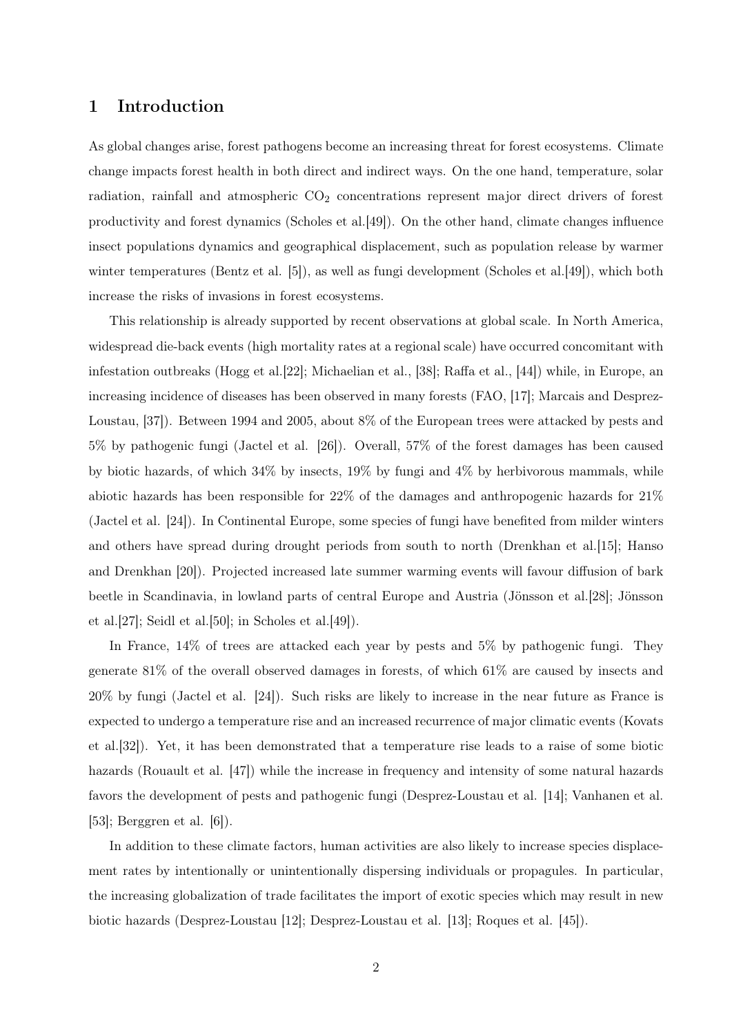## 1 Introduction

As global changes arise, forest pathogens become an increasing threat for forest ecosystems. Climate change impacts forest health in both direct and indirect ways. On the one hand, temperature, solar radiation, rainfall and atmospheric $CO_2$ concentrations represent major direct drivers of forest productivity and forest dynamics (Scholes et al.[49]). On the other hand, climate changes influence insect populations dynamics and geographical displacement, such as population release by warmer winter temperatures (Bentz et al. [5]), as well as fungi development (Scholes et al.[49]), which both increase the risks of invasions in forest ecosystems.

This relationship is already supported by recent observations at global scale. In North America, widespread die-back events (high mortality rates at a regional scale) have occurred concomitant with infestation outbreaks (Hogg et al.[22]; Michaelian et al., [38]; Raffa et al., [44]) while, in Europe, an increasing incidence of diseases has been observed in many forests (FAO, [17]; Marcais and Desprez-Loustau, [37]). Between 1994 and 2005, about 8% of the European trees were attacked by pests and 5% by pathogenic fungi (Jactel et al. [26]). Overall, 57% of the forest damages has been caused by biotic hazards, of which 34% by insects, 19% by fungi and 4% by herbivorous mammals, while abiotic hazards has been responsible for 22% of the damages and anthropogenic hazards for 21% (Jactel et al. [24]). In Continental Europe, some species of fungi have benefited from milder winters and others have spread during drought periods from south to north (Drenkhan et al.[15]; Hanso and Drenkhan [20]). Projected increased late summer warming events will favour diffusion of bark beetle in Scandinavia, in lowland parts of central Europe and Austria (Jönsson et al.[28]; Jönsson et al.[27]; Seidl et al.[50]; in Scholes et al.[49]).

In France, 14% of trees are attacked each year by pests and 5% by pathogenic fungi. They generate 81% of the overall observed damages in forests, of which 61% are caused by insects and 20% by fungi (Jactel et al. [24]). Such risks are likely to increase in the near future as France is expected to undergo a temperature rise and an increased recurrence of major climatic events (Kovats et al.[32]). Yet, it has been demonstrated that a temperature rise leads to a raise of some biotic hazards (Rouault et al. [47]) while the increase in frequency and intensity of some natural hazards favors the development of pests and pathogenic fungi (Desprez-Loustau et al. [14]; Vanhanen et al. [53]; Berggren et al. [6]).

In addition to these climate factors, human activities are also likely to increase species displacement rates by intentionally or unintentionally dispersing individuals or propagules. In particular, the increasing globalization of trade facilitates the import of exotic species which may result in new biotic hazards (Desprez-Loustau [12]; Desprez-Loustau et al. [13]; Roques et al. [45]).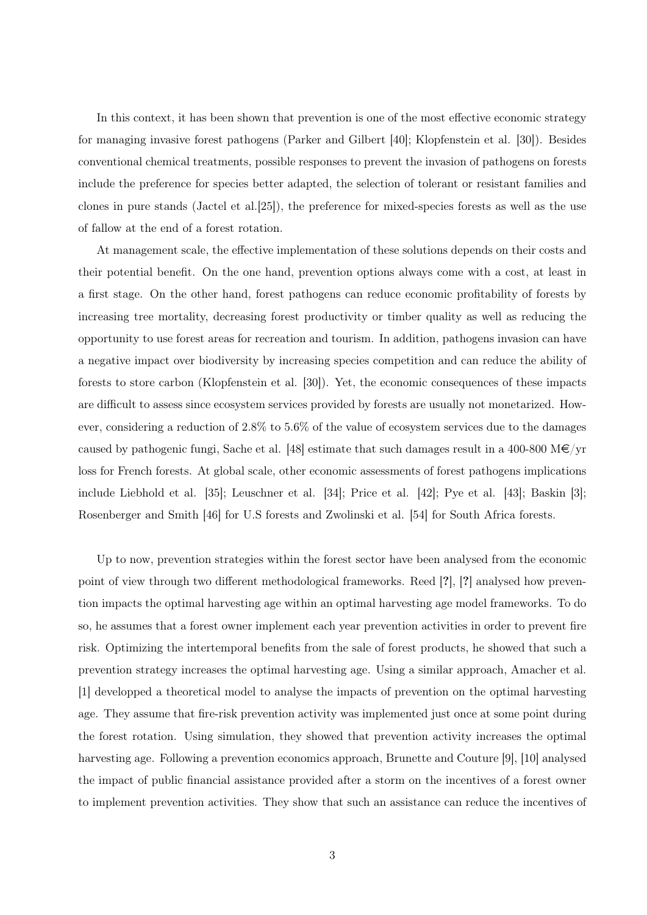In this context, it has been shown that prevention is one of the most effective economic strategy for managing invasive forest pathogens (Parker and Gilbert [40]; Klopfenstein et al. [30]). Besides conventional chemical treatments, possible responses to prevent the invasion of pathogens on forests include the preference for species better adapted, the selection of tolerant or resistant families and clones in pure stands (Jactel et al.[25]), the preference for mixed-species forests as well as the use of fallow at the end of a forest rotation.

At management scale, the effective implementation of these solutions depends on their costs and their potential benefit. On the one hand, prevention options always come with a cost, at least in a first stage. On the other hand, forest pathogens can reduce economic profitability of forests by increasing tree mortality, decreasing forest productivity or timber quality as well as reducing the opportunity to use forest areas for recreation and tourism. In addition, pathogens invasion can have a negative impact over biodiversity by increasing species competition and can reduce the ability of forests to store carbon (Klopfenstein et al. [30]). Yet, the economic consequences of these impacts are difficult to assess since ecosystem services provided by forests are usually not monetarized. However, considering a reduction of 2.8% to 5.6% of the value of ecosystem services due to the damages caused by pathogenic fungi, Sache et al. [48] estimate that such damages result in a 400-800 M€/yr loss for French forests. At global scale, other economic assessments of forest pathogens implications include Liebhold et al. [35]; Leuschner et al. [34]; Price et al. [42]; Pye et al. [43]; Baskin [3]; Rosenberger and Smith [46] for U.S forests and Zwolinski et al. [54] for South Africa forests.

Up to now, prevention strategies within the forest sector have been analysed from the economic point of view through two different methodological frameworks. Reed [?], [?] analysed how prevention impacts the optimal harvesting age within an optimal harvesting age model frameworks. To do so, he assumes that a forest owner implement each year prevention activities in order to prevent fire risk. Optimizing the intertemporal benefits from the sale of forest products, he showed that such a prevention strategy increases the optimal harvesting age. Using a similar approach, Amacher et al. [1] developped a theoretical model to analyse the impacts of prevention on the optimal harvesting age. They assume that fire-risk prevention activity was implemented just once at some point during the forest rotation. Using simulation, they showed that prevention activity increases the optimal harvesting age. Following a prevention economics approach, Brunette and Couture [9], [10] analysed the impact of public financial assistance provided after a storm on the incentives of a forest owner to implement prevention activities. They show that such an assistance can reduce the incentives of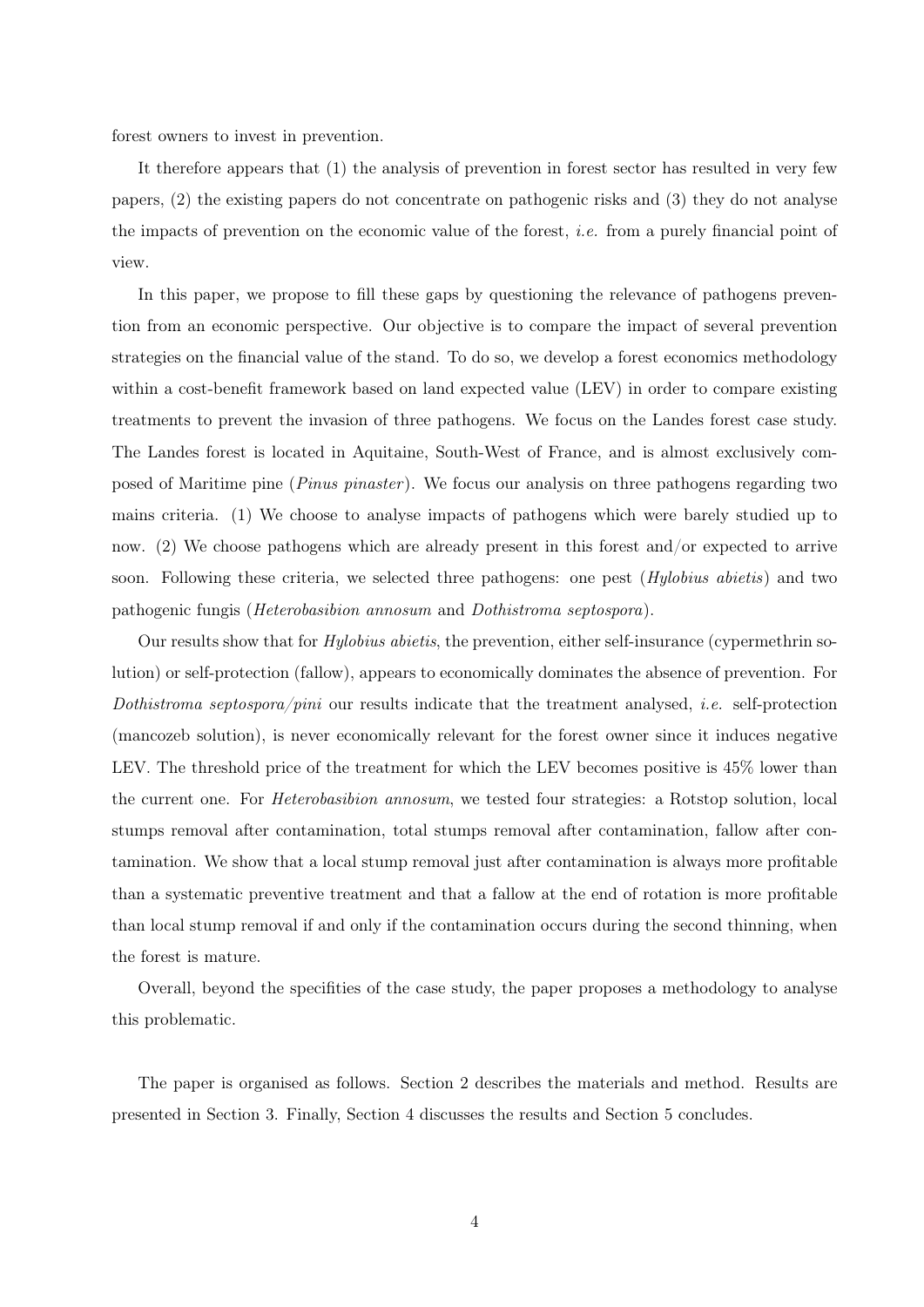forest owners to invest in prevention.

It therefore appears that (1) the analysis of prevention in forest sector has resulted in very few papers, (2) the existing papers do not concentrate on pathogenic risks and (3) they do not analyse the impacts of prevention on the economic value of the forest, *i.e.* from a purely financial point of view.

In this paper, we propose to fill these gaps by questioning the relevance of pathogens prevention from an economic perspective. Our objective is to compare the impact of several prevention strategies on the financial value of the stand. To do so, we develop a forest economics methodology within a cost-benefit framework based on land expected value (LEV) in order to compare existing treatments to prevent the invasion of three pathogens. We focus on the Landes forest case study. The Landes forest is located in Aquitaine, South-West of France, and is almost exclusively composed of Maritime pine (*Pinus pinaster*). We focus our analysis on three pathogens regarding two mains criteria. (1) We choose to analyse impacts of pathogens which were barely studied up to now. (2) We choose pathogens which are already present in this forest and/or expected to arrive soon. Following these criteria, we selected three pathogens: one pest (*Hylobius abietis*) and two pathogenic fungis (*Heterobasibion annosum* and *Dothistroma septospora*).

Our results show that for *Hylobius abietis*, the prevention, either self-insurance (cypermethrin solution) or self-protection (fallow), appears to economically dominates the absence of prevention. For *Dothistroma septospora/pini* our results indicate that the treatment analysed, *i.e.* self-protection (mancozeb solution), is never economically relevant for the forest owner since it induces negative LEV. The threshold price of the treatment for which the LEV becomes positive is 45% lower than the current one. For *Heterobasibion annosum*, we tested four strategies: a Rotstop solution, local stumps removal after contamination, total stumps removal after contamination, fallow after contamination. We show that a local stump removal just after contamination is always more profitable than a systematic preventive treatment and that a fallow at the end of rotation is more profitable than local stump removal if and only if the contamination occurs during the second thinning, when the forest is mature.

Overall, beyond the specifities of the case study, the paper proposes a methodology to analyse this problematic.

The paper is organised as follows. Section 2 describes the materials and method. Results are presented in Section 3. Finally, Section 4 discusses the results and Section 5 concludes.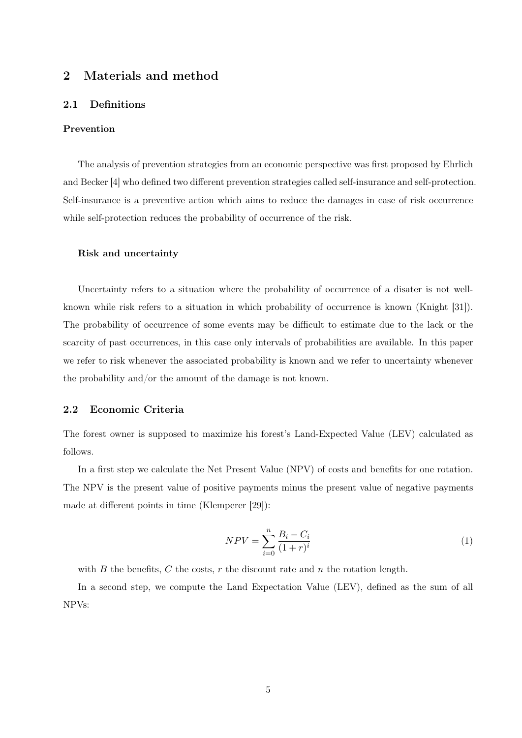## 2 Materials and method

### 2.1 Definitions

#### Prevention

The analysis of prevention strategies from an economic perspective was first proposed by Ehrlich and Becker [4] who defined two different prevention strategies called self-insurance and self-protection. Self-insurance is a preventive action which aims to reduce the damages in case of risk occurrence while self-protection reduces the probability of occurrence of the risk.

#### Risk and uncertainty

Uncertainty refers to a situation where the probability of occurrence of a disater is not well-known while risk refers to a situation in which probability of occurrence is known (Knight [31]). The probability of occurrence of some events may be difficult to estimate due to the lack or the scarcity of past occurrences, in this case only intervals of probabilities are available. In this paper we refer to risk whenever the associated probability is known and we refer to uncertainty whenever the probability and/or the amount of the damage is not known.

### 2.2 Economic Criteria

The forest owner is supposed to maximize his forest's Land-Expected Value (LEV) calculated as follows.

In a first step we calculate the Net Present Value (NPV) of costs and benefits for one rotation. The NPV is the present value of positive payments minus the present value of negative payments made at different points in time (Klemperer [29]):

$$NPV = \sum_{i=0}^{n} \frac{B_i - C_i}{(1+r)^i} \tag{1}$$

with $B$ the benefits, $C$ the costs, $r$ the discount rate and $n$ the rotation length.

In a second step, we compute the Land Expectation Value (LEV), defined as the sum of all NPVs: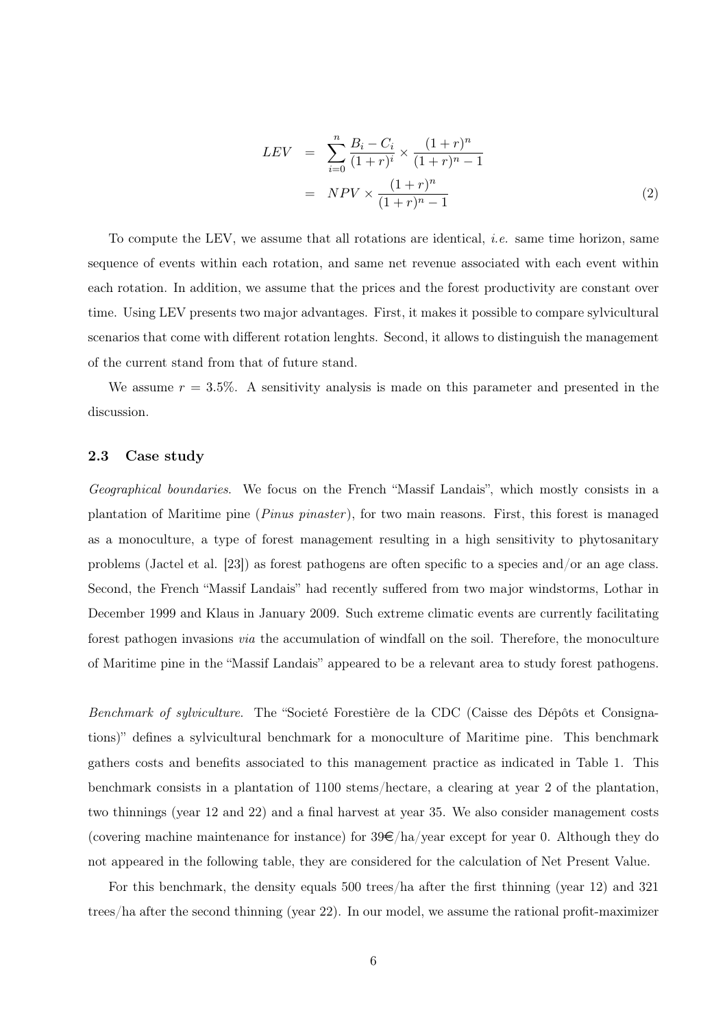$$
\begin{aligned}
LEV &= \sum_{i=0}^{n} \frac{B_i - C_i}{(1+r)^i} \times \frac{(1+r)^n}{(1+r)^n - 1} \\
&= NPV \times \frac{(1+r)^n}{(1+r)^n - 1}
\end{aligned}
\tag{2}
$$

To compute the LEV, we assume that all rotations are identical, *i.e.* same time horizon, same sequence of events within each rotation, and same net revenue associated with each event within each rotation. In addition, we assume that the prices and the forest productivity are constant over time. Using LEV presents two major advantages. First, it makes it possible to compare sylvicultural scenarios that come with different rotation lenghts. Second, it allows to distinguish the management of the current stand from that of future stand.

We assume $r = 3.5\%$. A sensitivity analysis is made on this parameter and presented in the discussion.

### 2.3 Case study

*Geographical boundaries.* We focus on the French "Massif Landais", which mostly consists in a plantation of Maritime pine (*Pinus pinaster*), for two main reasons. First, this forest is managed as a monoculture, a type of forest management resulting in a high sensitivity to phytosanitary problems (Jactel et al. [23]) as forest pathogens are often specific to a species and/or an age class. Second, the French "Massif Landais" had recently suffered from two major windstorms, Lothar in December 1999 and Klaus in January 2009. Such extreme climatic events are currently facilitating forest pathogen invasions *via* the accumulation of windfall on the soil. Therefore, the monoculture of Maritime pine in the "Massif Landais" appeared to be a relevant area to study forest pathogens.

*Benchmark of sylviculture.* The "Societé Forestière de la CDC (Caisse des Dépôts et Consignations)" defines a sylvicultural benchmark for a monoculture of Maritime pine. This benchmark gathers costs and benefits associated to this management practice as indicated in Table 1. This benchmark consists in a plantation of 1100 stems/hectare, a clearing at year 2 of the plantation, two thinnings (year 12 and 22) and a final harvest at year 35. We also consider management costs (covering machine maintenance for instance) for 39€/ha/year except for year 0. Although they do not appeared in the following table, they are considered for the calculation of Net Present Value.

For this benchmark, the density equals 500 trees/ha after the first thinning (year 12) and 321 trees/ha after the second thinning (year 22). In our model, we assume the rational profit-maximizer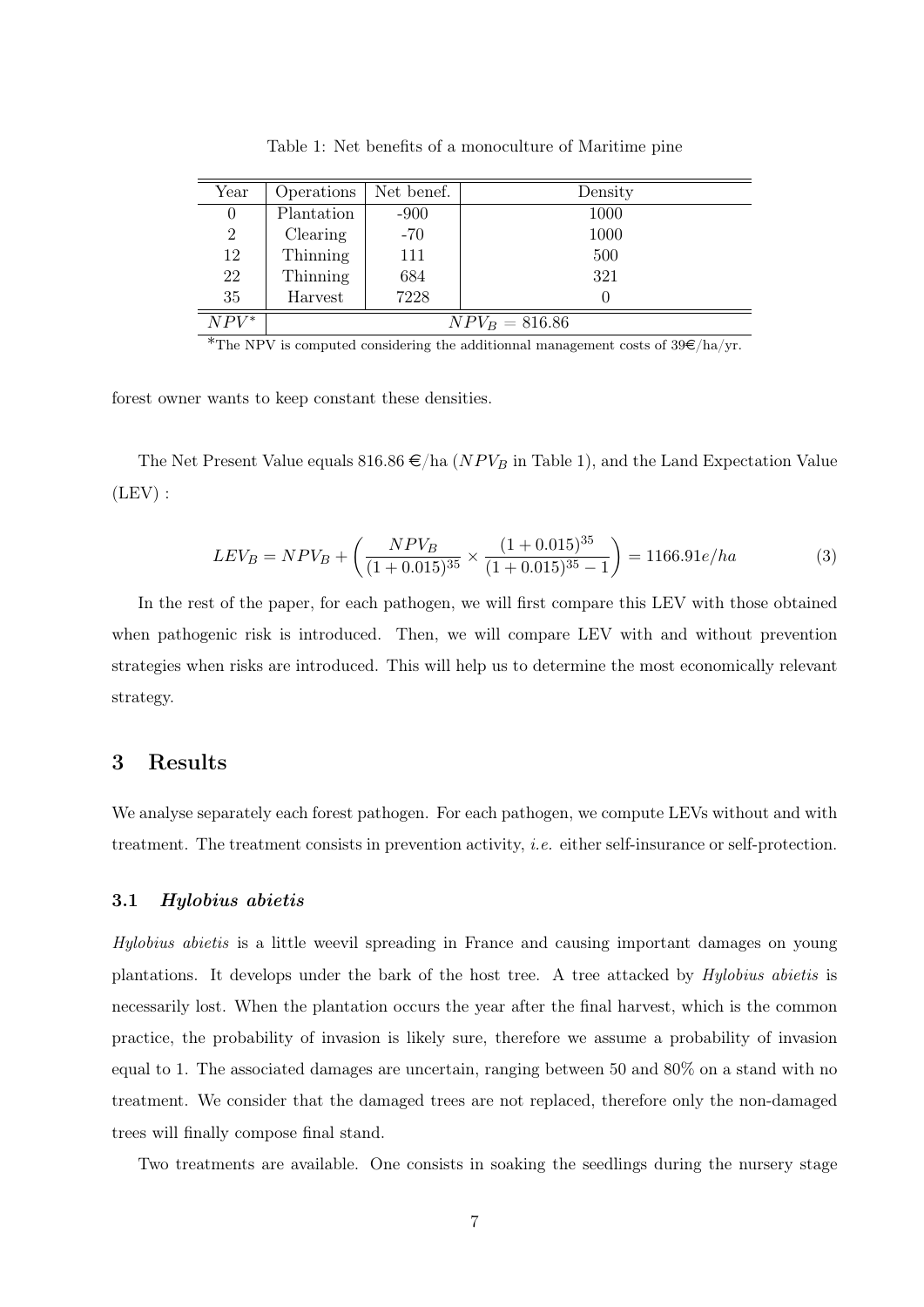Table 1: Net benefits of a monoculture of Maritime pine

| Year | Operations | Net benef. | Density |
|---|---|---|---|
| 0 | Plantation | -900 | 1000 |
| 2 | Clearing | -70 | 1000 |
| 12 | Thinning | 111 | 500 |
| 22 | Thinning | 684 | 321 |
| 35 | Harvest | 7228 | 0 |
| $NPV^*$ | $NPV_B = 816.86$ | | |

*The NPV is computed considering the additionnal management costs of 39€/ha/yr.

forest owner wants to keep constant these densities.

The Net Present Value equals 816.86 €/ha ($NPV_B$ in Table 1), and the Land Expectation Value (LEV) :

$$LEV_B = NPV_B + \left( \frac{NPV_B}{(1+0.015)^{35}} \times \frac{(1+0.015)^{35}}{(1+0.015)^{35}-1} \right) = 1166.91e/ha \tag{3}$$

In the rest of the paper, for each pathogen, we will first compare this LEV with those obtained when pathogenic risk is introduced. Then, we will compare LEV with and without prevention strategies when risks are introduced. This will help us to determine the most economically relevant strategy.

## 3 Results

We analyse separately each forest pathogen. For each pathogen, we compute LEVs without and with treatment. The treatment consists in prevention activity, *i.e.* either self-insurance or self-protection.

### 3.1 *Hylobius abietis*

*Hylobius abietis* is a little weevil spreading in France and causing important damages on young plantations. It develops under the bark of the host tree. A tree attacked by *Hylobius abietis* is necessarily lost. When the plantation occurs the year after the final harvest, which is the common practice, the probability of invasion is likely sure, therefore we assume a probability of invasion equal to 1. The associated damages are uncertain, ranging between 50 and 80% on a stand with no treatment. We consider that the damaged trees are not replaced, therefore only the non-damaged trees will finally compose final stand.

Two treatments are available. One consists in soaking the seedlings during the nursery stage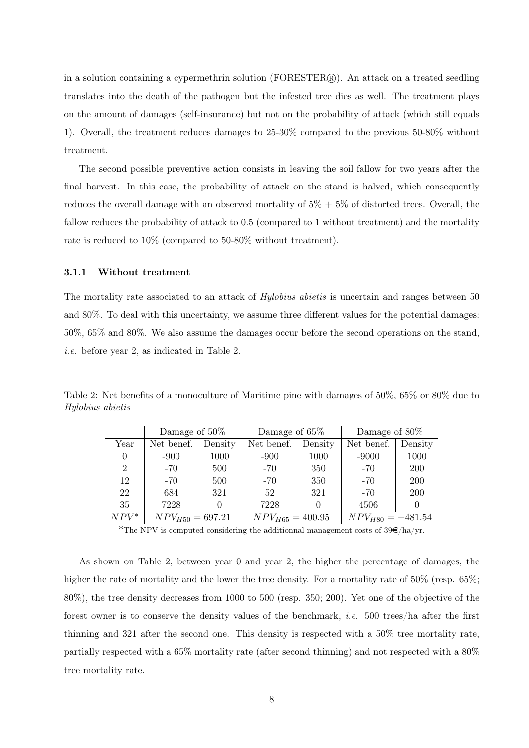in a solution containing a cypermethrin solution (FORESTER®). An attack on a treated seedling translates into the death of the pathogen but the infested tree dies as well. The treatment plays on the amount of damages (self-insurance) but not on the probability of attack (which still equals 1). Overall, the treatment reduces damages to 25-30% compared to the previous 50-80% without treatment.

The second possible preventive action consists in leaving the soil fallow for two years after the final harvest. In this case, the probability of attack on the stand is halved, which consequently reduces the overall damage with an observed mortality of 5% + 5% of distorted trees. Overall, the fallow reduces the probability of attack to 0.5 (compared to 1 without treatment) and the mortality rate is reduced to 10% (compared to 50-80% without treatment).

### 3.1.1 Without treatment

The mortality rate associated to an attack of *Hylobius abietis* is uncertain and ranges between 50 and 80%. To deal with this uncertainty, we assume three different values for the potential damages: 50%, 65% and 80%. We also assume the damages occur before the second operations on the stand, *i.e.* before year 2, as indicated in Table 2.

Table 2: Net benefits of a monoculture of Maritime pine with damages of 50%, 65% or 80% due to *Hylobius abietis*

| | Damage of 50% | | Damage of 65% | | Damage of 80% | |
|---|---|---|---|---|---|---|
| Year | Net benef. | Density | Net benef. | Density | Net benef. | Density |
| 0 | -900 | 1000 | -900 | 1000 | -9000 | 1000 |
| 2 | -70 | 500 | -70 | 350 | -70 | 200 |
| 12 | -70 | 500 | -70 | 350 | -70 | 200 |
| 22 | 684 | 321 | 52 | 321 | -70 | 200 |
| 35 | 7228 | 0 | 7228 | 0 | 4506 | 0 |
| $NPV^*$ | $NPV_{H50} = 697.21$ | | $NPV_{H65} = 400.95$ | | $NPV_{H80} = -481.54$ | |

*The NPV is computed considering the additionnal management costs of 39€/ha/yr.

As shown on Table 2, between year 0 and year 2, the higher the percentage of damages, the higher the rate of mortality and the lower the tree density. For a mortality rate of 50% (resp. 65%; 80%), the tree density decreases from 1000 to 500 (resp. 350; 200). Yet one of the objective of the forest owner is to conserve the density values of the benchmark, *i.e.* 500 trees/ha after the first thinning and 321 after the second one. This density is respected with a 50% tree mortality rate, partially respected with a 65% mortality rate (after second thinning) and not respected with a 80% tree mortality rate.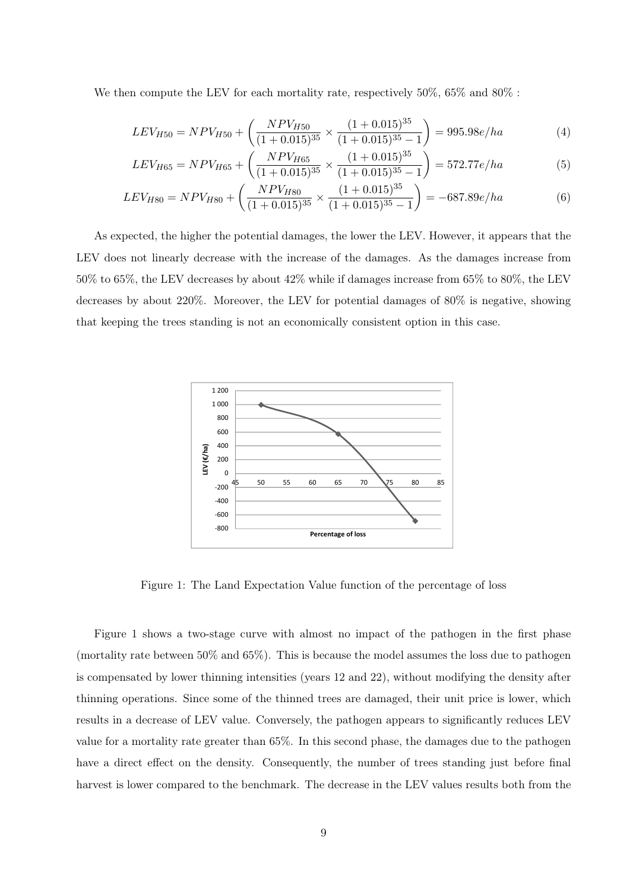We then compute the LEV for each mortality rate, respectively 50%, 65% and 80% :

$$LEV_{H50} = NPV_{H50} + \left( \frac{NPV_{H50}}{(1+0.015)^{35}} \times \frac{(1+0.015)^{35}}{(1+0.015)^{35}-1} \right) = 995.98e/ha \tag{4}$$

$$LEV_{H65} = NPV_{H65} + \left( \frac{NPV_{H65}}{(1+0.015)^{35}} \times \frac{(1+0.015)^{35}}{(1+0.015)^{35}-1} \right) = 572.77e/ha \tag{5}$$

$$LEV_{H80} = NPV_{H80} + \left( \frac{NPV_{H80}}{(1+0.015)^{35}} \times \frac{(1+0.015)^{35}}{(1+0.015)^{35}-1} \right) = -687.89e/ha \tag{6}$$

As expected, the higher the potential damages, the lower the LEV. However, it appears that the LEV does not linearly decrease with the increase of the damages. As the damages increase from 50% to 65%, the LEV decreases by about 42% while if damages increase from 65% to 80%, the LEV decreases by about 220%. Moreover, the LEV for potential damages of 80% is negative, showing that keeping the trees standing is not an economically consistent option in this case.

Figure 1: The Land Expectation Value function of the percentage of loss

Figure 1 shows a two-stage curve with almost no impact of the pathogen in the first phase (mortality rate between 50% and 65%). This is because the model assumes the loss due to pathogen is compensated by lower thinning intensities (years 12 and 22), without modifying the density after thinning operations. Since some of the thinned trees are damaged, their unit price is lower, which results in a decrease of LEV value. Conversely, the pathogen appears to significantly reduces LEV value for a mortality rate greater than 65%. In this second phase, the damages due to the pathogen have a direct effect on the density. Consequently, the number of trees standing just before final harvest is lower compared to the benchmark. The decrease in the LEV values results both from the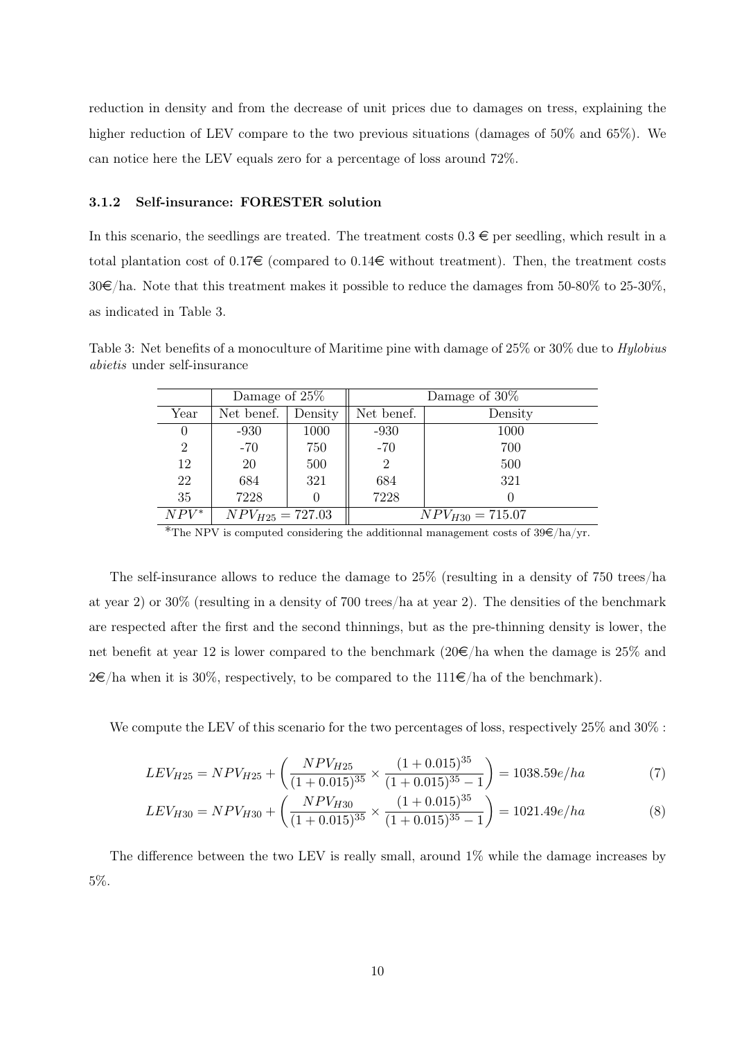reduction in density and from the decrease of unit prices due to damages on tress, explaining the higher reduction of LEV compare to the two previous situations (damages of 50% and 65%). We can notice here the LEV equals zero for a percentage of loss around 72%.

#### 3.1.2 Self-insurance: FORESTER solution

In this scenario, the seedlings are treated. The treatment costs 0.3 € per seedling, which result in a total plantation cost of 0.17€ (compared to 0.14€ without treatment). Then, the treatment costs 30€/ha. Note that this treatment makes it possible to reduce the damages from 50-80% to 25-30%, as indicated in Table 3.

Table 3: Net benefits of a monoculture of Maritime pine with damage of 25% or 30% due to *Hylobius abietis* under self-insurance

| | Damage of 25% | | Damage of 30% | |
|---|---|---|---|---|
| Year | Net benef. | Density | Net benef. | Density |
| 0 | -930 | 1000 | -930 | 1000 |
| 2 | -70 | 750 | -70 | 700 |
| 12 | 20 | 500 | 2 | 500 |
| 22 | 684 | 321 | 684 | 321 |
| 35 | 7228 | 0 | 7228 | 0 |
| $NPV^*$ | $NPV_{H25} = 727.03$ | | $NPV_{H30} = 715.07$ | |

*The NPV is computed considering the additionnal management costs of 39€/ha/yr.

The self-insurance allows to reduce the damage to 25% (resulting in a density of 750 trees/ha at year 2) or 30% (resulting in a density of 700 trees/ha at year 2). The densities of the benchmark are respected after the first and the second thinnings, but as the pre-thinning density is lower, the net benefit at year 12 is lower compared to the benchmark (20€/ha when the damage is 25% and 2€/ha when it is 30%, respectively, to be compared to the 111€/ha of the benchmark).

We compute the LEV of this scenario for the two percentages of loss, respectively 25% and 30% :

$$LEV_{H25} = NPV_{H25} + \left( \frac{NPV_{H25}}{(1+0.015)^{35}} \times \frac{(1+0.015)^{35}}{(1+0.015)^{35}-1} \right) = 1038.59e/ha \tag{7}$$

$$LEV_{H30} = NPV_{H30} + \left( \frac{NPV_{H30}}{(1+0.015)^{35}} \times \frac{(1+0.015)^{35}}{(1+0.015)^{35}-1} \right) = 1021.49e/ha \tag{8}$$

The difference between the two LEV is really small, around 1% while the damage increases by 5%.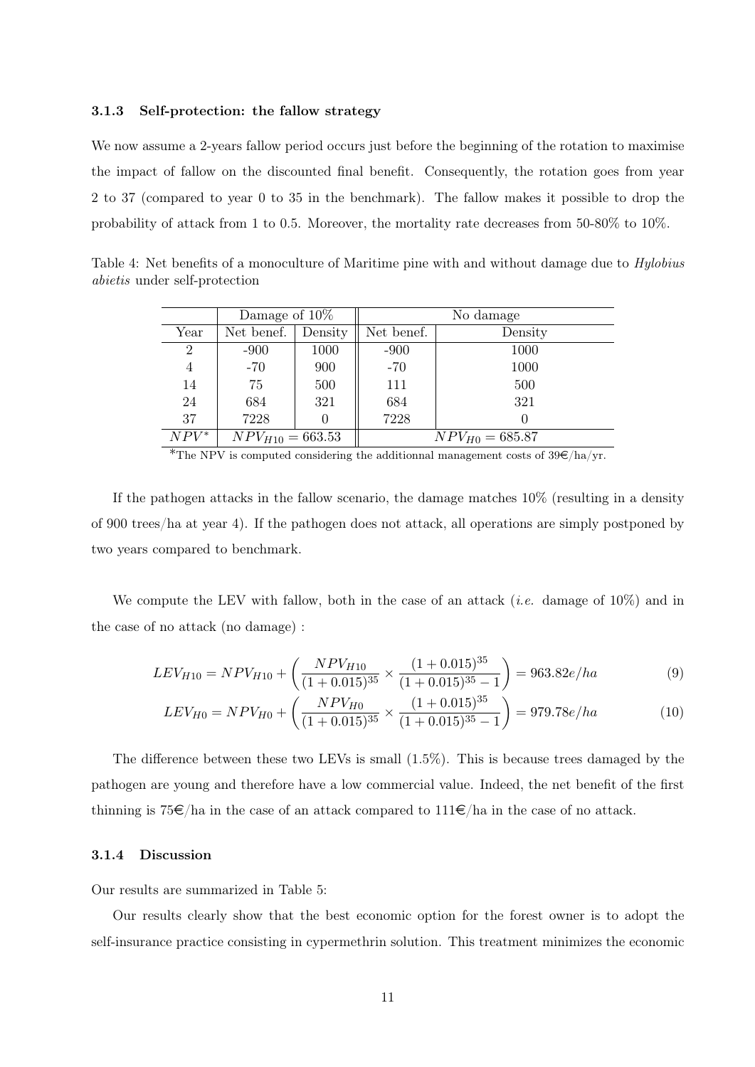#### 3.1.3 Self-protection: the fallow strategy

We now assume a 2-years fallow period occurs just before the beginning of the rotation to maximise the impact of fallow on the discounted final benefit. Consequently, the rotation goes from year 2 to 37 (compared to year 0 to 35 in the benchmark). The fallow makes it possible to drop the probability of attack from 1 to 0.5. Moreover, the mortality rate decreases from 50-80% to 10%.

Table 4: Net benefits of a monoculture of Maritime pine with and without damage due to *Hylobius abietis* under self-protection

| | Damage of 10% | | No damage | |
|---|---|---|---|---|
| Year | Net benef. | Density | Net benef. | Density |
| 2 | -900 | 1000 | -900 | 1000 |
| 4 | -70 | 900 | -70 | 1000 |
| 14 | 75 | 500 | 111 | 500 |
| 24 | 684 | 321 | 684 | 321 |
| 37 | 7228 | 0 | 7228 | 0 |
| $NPV^*$ | $NPV_{H10} = 663.53$ | | $NPV_{H0} = 685.87$ | |

*The NPV is computed considering the additionnal management costs of 39€/ha/yr.

If the pathogen attacks in the fallow scenario, the damage matches 10% (resulting in a density of 900 trees/ha at year 4). If the pathogen does not attack, all operations are simply postponed by two years compared to benchmark.

We compute the LEV with fallow, both in the case of an attack (*i.e.* damage of 10%) and in the case of no attack (no damage) :

$$LEV_{H10} = NPV_{H10} + \left( \frac{NPV_{H10}}{(1+0.015)^{35}} \times \frac{(1+0.015)^{35}}{(1+0.015)^{35}-1} \right) = 963.82e/ha \tag{9}$$

$$LEV_{H0} = NPV_{H0} + \left( \frac{NPV_{H0}}{(1+0.015)^{35}} \times \frac{(1+0.015)^{35}}{(1+0.015)^{35}-1} \right) = 979.78e/ha \tag{10}$$

The difference between these two LEVs is small (1.5%). This is because trees damaged by the pathogen are young and therefore have a low commercial value. Indeed, the net benefit of the first thinning is 75€/ha in the case of an attack compared to 111€/ha in the case of no attack.

#### 3.1.4 Discussion

Our results are summarized in Table 5:

Our results clearly show that the best economic option for the forest owner is to adopt the self-insurance practice consisting in cypermethrin solution. This treatment minimizes the economic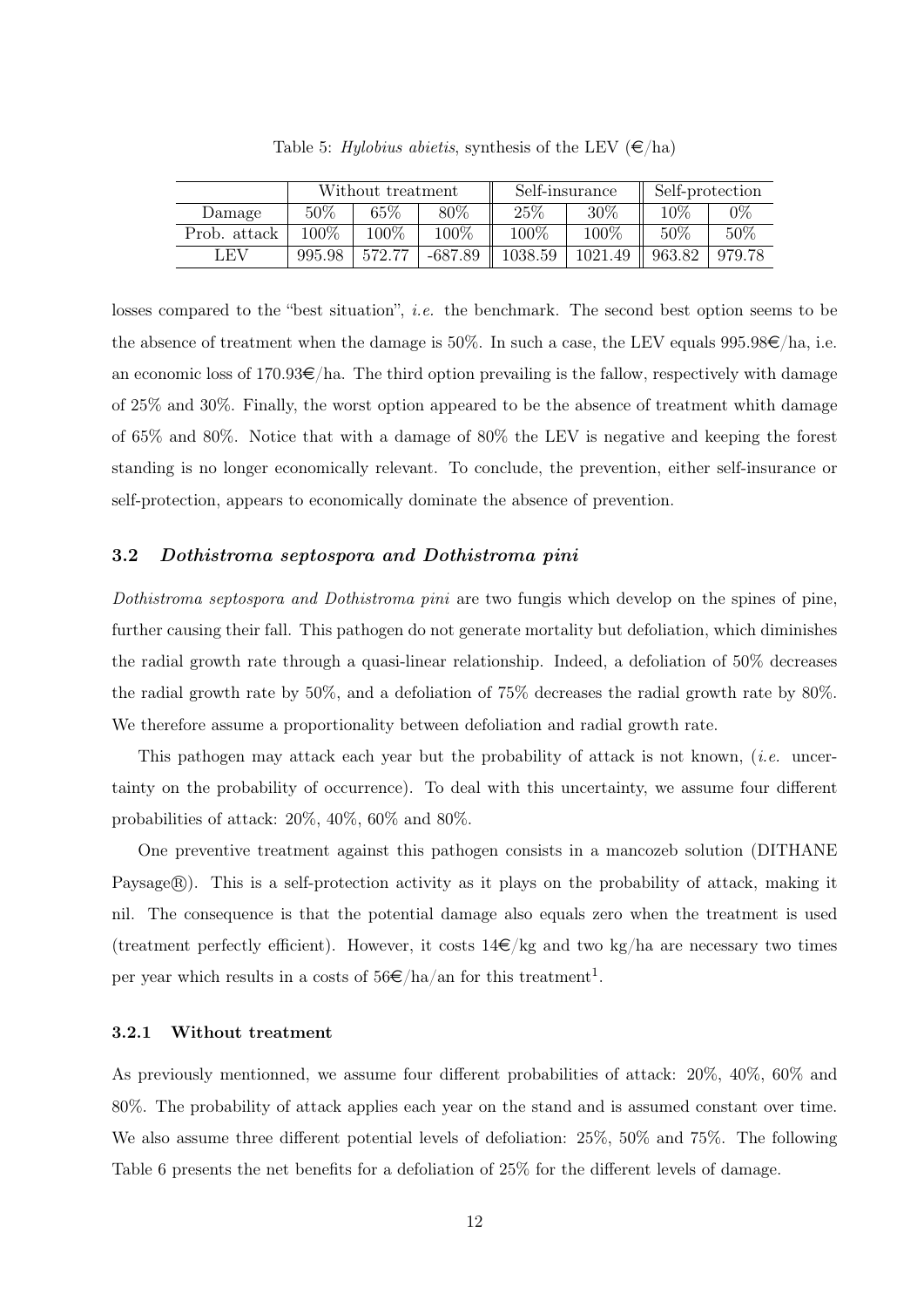Table 5: *Hylobius abietis*, synthesis of the LEV (€/ha)

| | Without treatment | | | Self-insurance | | Self-protection | |
|---|---|---|---|---|---|---|---|
| Damage | 50% | 65% | 80% | 25% | 30% | 10% | 0% |
| Prob. attack | 100% | 100% | 100% | 100% | 100% | 50% | 50% |
| LEV | 995.98 | 572.77 | -687.89 | 1038.59 | 1021.49 | 963.82 | 979.78 |

losses compared to the "best situation", *i.e.* the benchmark. The second best option seems to be the absence of treatment when the damage is 50%. In such a case, the LEV equals 995.98€/ha, i.e. an economic loss of 170.93€/ha. The third option prevailing is the fallow, respectively with damage of 25% and 30%. Finally, the worst option appeared to be the absence of treatment whith damage of 65% and 80%. Notice that with a damage of 80% the LEV is negative and keeping the forest standing is no longer economically relevant. To conclude, the prevention, either self-insurance or self-protection, appears to economically dominate the absence of prevention.

### 3.2 *Dothistroma septospora and Dothistroma pini*

*Dothistroma septospora and Dothistroma pini* are two fungis which develop on the spines of pine, further causing their fall. This pathogen do not generate mortality but defoliation, which diminishes the radial growth rate through a quasi-linear relationship. Indeed, a defoliation of 50% decreases the radial growth rate by 50%, and a defoliation of 75% decreases the radial growth rate by 80%. We therefore assume a proportionality between defoliation and radial growth rate.

This pathogen may attack each year but the probability of attack is not known, (*i.e.* uncertainty on the probability of occurrence). To deal with this uncertainty, we assume four different probabilities of attack: 20%, 40%, 60% and 80%.

One preventive treatment against this pathogen consists in a mancozeb solution (DITHANE Paysage®). This is a self-protection activity as it plays on the probability of attack, making it nil. The consequence is that the potential damage also equals zero when the treatment is used (treatment perfectly efficient). However, it costs 14€/kg and two kg/ha are necessary two times per year which results in a costs of 56€/ha/an for this treatment[1].

#### 3.2.1 Without treatment

As previously mentionned, we assume four different probabilities of attack: 20%, 40%, 60% and 80%. The probability of attack applies each year on the stand and is assumed constant over time. We also assume three different potential levels of defoliation: 25%, 50% and 75%. The following Table 6 presents the net benefits for a defoliation of 25% for the different levels of damage.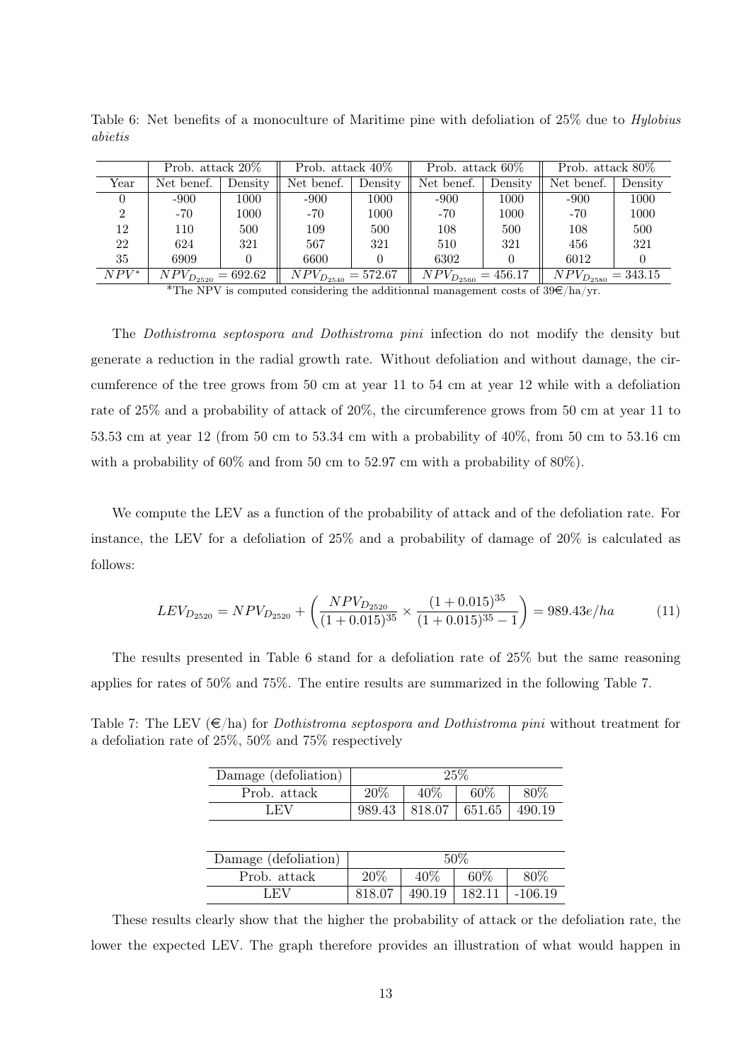Table 6: Net benefits of a monoculture of Maritime pine with defoliation of 25% due to *Hylobius abietis*

| | Prob. attack 20% | | Prob. attack 40% | | Prob. attack 60% | | Prob. attack 80% | |
|---|---|---|---|---|---|---|---|---|
| Year | Net benef. | Density | Net benef. | Density | Net benef. | Density | Net benef. | Density |
| 0 | -900 | 1000 | -900 | 1000 | -900 | 1000 | -900 | 1000 |
| 2 | -70 | 1000 | -70 | 1000 | -70 | 1000 | -70 | 1000 |
| 12 | 110 | 500 | 109 | 500 | 108 | 500 | 108 | 500 |
| 22 | 624 | 321 | 567 | 321 | 510 | 321 | 456 | 321 |
| 35 | 6909 | 0 | 6600 | 0 | 6302 | 0 | 6012 | 0 |
| $NPV^*$ | $NPV_{D_{2520}} = 692.62$ | | $NPV_{D_{2540}} = 572.67$ | | $NPV_{D_{2560}} = 456.17$ | | $NPV_{D_{2580}} = 343.15$ | |

*The NPV is computed considering the additionnal management costs of 39€/ha/yr.

The *Dothistroma septospora and Dothistroma pini* infection do not modify the density but generate a reduction in the radial growth rate. Without defoliation and without damage, the circumference of the tree grows from 50 cm at year 11 to 54 cm at year 12 while with a defoliation rate of 25% and a probability of attack of 20%, the circumference grows from 50 cm at year 11 to 53.53 cm at year 12 (from 50 cm to 53.34 cm with a probability of 40%, from 50 cm to 53.16 cm with a probability of 60% and from 50 cm to 52.97 cm with a probability of 80%).

We compute the LEV as a function of the probability of attack and of the defoliation rate. For instance, the LEV for a defoliation of 25% and a probability of damage of 20% is calculated as follows:

$$LEV_{D_{2520}} = NPV_{D_{2520}} + \left( \frac{NPV_{D_{2520}}}{(1+0.015)^{35}} \times \frac{(1+0.015)^{35}}{(1+0.015)^{35}-1} \right) = 989.43e/ha \tag{11}$$

The results presented in Table 6 stand for a defoliation rate of 25% but the same reasoning applies for rates of 50% and 75%. The entire results are summarized in the following Table 7.

Table 7: The LEV (€/ha) for *Dothistroma septospora and Dothistroma pini* without treatment for a defoliation rate of 25%, 50% and 75% respectively

| Damage (defoliation) | 25% | | | |
|---|---|---|---|---|
| Prob. attack | 20% | 40% | 60% | 80% |
| LEV | 989.43 | 818.07 | 651.65 | 490.19 |

| Damage (defoliation) | 50% | | | |
|---|---|---|---|---|
| Prob. attack | 20% | 40% | 60% | 80% |
| LEV | 818.07 | 490.19 | 182.11 | -106.19 |

These results clearly show that the higher the probability of attack or the defoliation rate, the lower the expected LEV. The graph therefore provides an illustration of what would happen in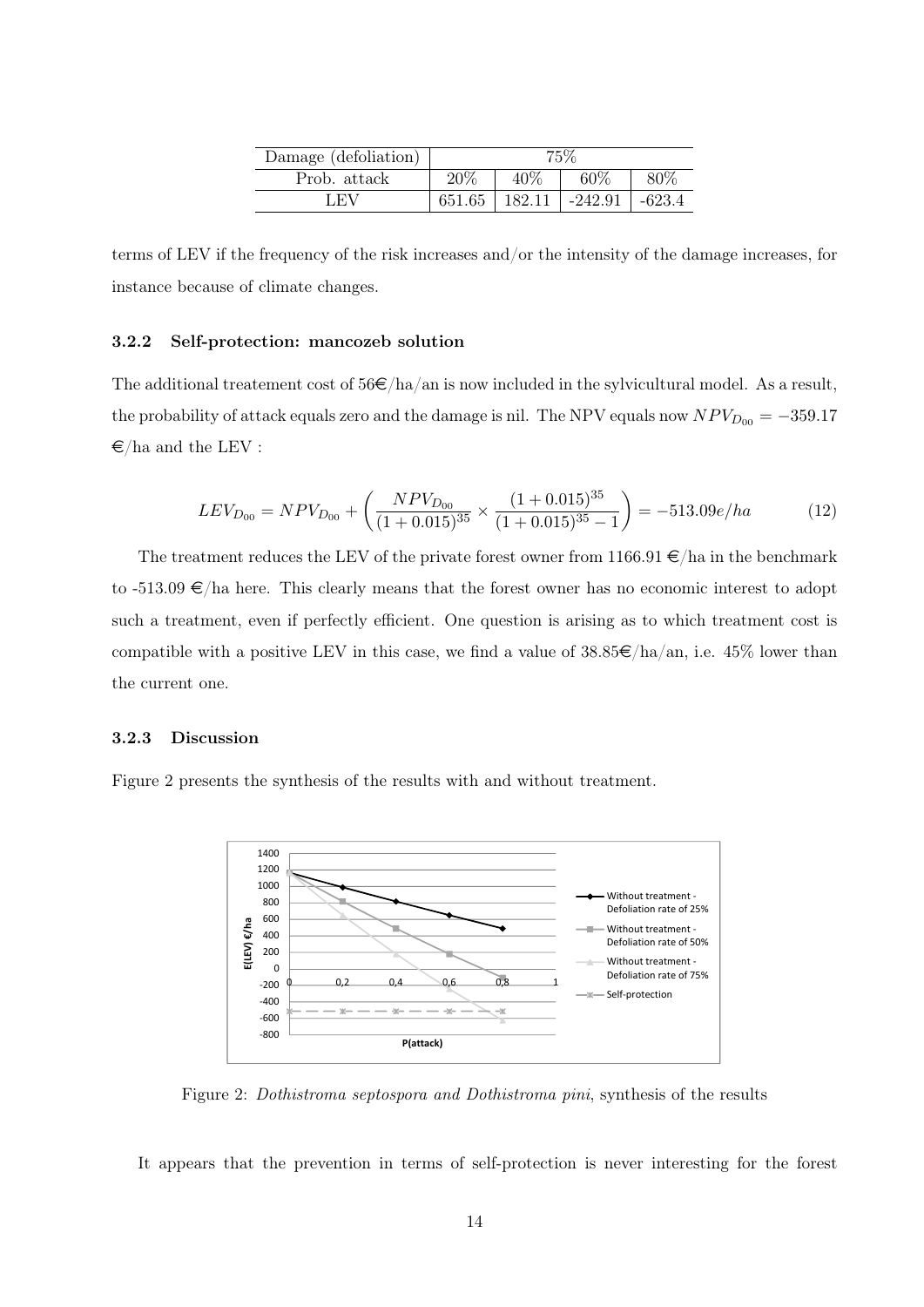| Damage (defoliation) | 75% | | | |
|---|---|---|---|---|
| Prob. attack | 20% | 40% | 60% | 80% |
| LEV | 651.65 | 182.11 | -242.91 | -623.4 |

terms of LEV if the frequency of the risk increases and/or the intensity of the damage increases, for instance because of climate changes.

### 3.2.2 Self-protection: mancozeb solution

The additional treatement cost of 56€/ha/an is now included in the sylvicultural model. As a result, the probability of attack equals zero and the damage is nil. The NPV equals now $NPV_{D_{00}} = -359.17$ €/ha and the LEV :

$$LEV_{D_{00}} = NPV_{D_{00}} + \left( \frac{NPV_{D_{00}}}{(1+0.015)^{35}} \times \frac{(1+0.015)^{35}}{(1+0.015)^{35}-1} \right) = -513.09e/ha \tag{12}$$

The treatment reduces the LEV of the private forest owner from 1166.91 €/ha in the benchmark to -513.09 €/ha here. This clearly means that the forest owner has no economic interest to adopt such a treatment, even if perfectly efficient. One question is arising as to which treatment cost is compatible with a positive LEV in this case, we find a value of 38.85€/ha/an, i.e. 45% lower than the current one.

### 3.2.3 Discussion

Figure 2 presents the synthesis of the results with and without treatment.

Figure 2: *Dothistroma septospora and Dothistroma pini*, synthesis of the results

It appears that the prevention in terms of self-protection is never interesting for the forest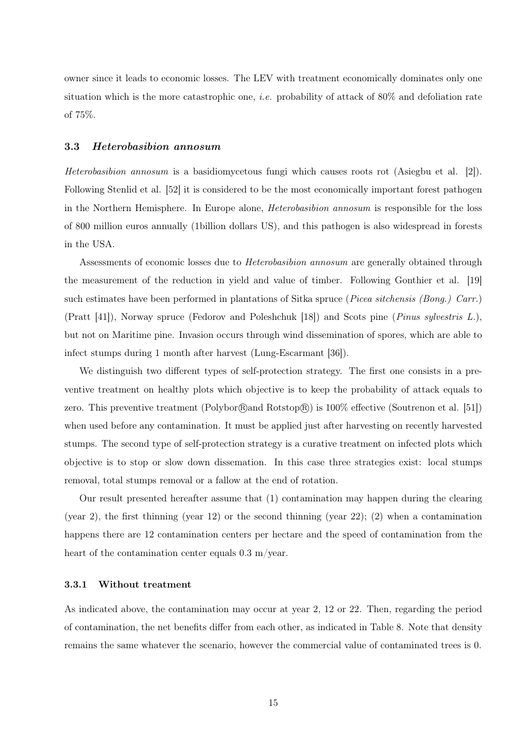owner since it leads to economic losses. The LEV with treatment economically dominates only one situation which is the more catastrophic one, *i.e.* probability of attack of 80% and defoliation rate of 75%.

### 3.3 *Heterobasibion annosum*

*Heterobasibion annosum* is a basidiomycetous fungi which causes roots rot (Asiegbu et al. [2]). Following Stenlid et al. [52] it is considered to be the most economically important forest pathogen in the Northern Hemisphere. In Europe alone, *Heterobasibion annosum* is responsible for the loss of 800 million euros annually (1billion dollars US), and this pathogen is also widespread in forests in the USA.

Assessments of economic losses due to *Heterobasibion annosum* are generally obtained through the measurement of the reduction in yield and value of timber. Following Gonthier et al. [19] such estimates have been performed in plantations of Sitka spruce (*Picea sitchensis (Bong.) Carr.*) (Pratt [41]), Norway spruce (Fedorov and Poleshchuk [18]) and Scots pine (*Pinus sylvestris L.*), but not on Maritime pine. Invasion occurs through wind dissemination of spores, which are able to infect stumps during 1 month after harvest (Lung-Escarmant [36]).

We distinguish two different types of self-protection strategy. The first one consists in a preventive treatment on healthy plots which objective is to keep the probability of attack equals to zero. This preventive treatment (Polybor®and Rotstop®) is 100% effective (Soutrenon et al. [51]) when used before any contamination. It must be applied just after harvesting on recently harvested stumps. The second type of self-protection strategy is a curative treatment on infected plots which objective is to stop or slow down dissemation. In this case three strategies exist: local stumps removal, total stumps removal or a fallow at the end of rotation.

Our result presented hereafter assume that (1) contamination may happen during the clearing (year 2), the first thinning (year 12) or the second thinning (year 22); (2) when a contamination happens there are 12 contamination centers per hectare and the speed of contamination from the heart of the contamination center equals 0.3 m/year.

#### 3.3.1 Without treatment

As indicated above, the contamination may occur at year 2, 12 or 22. Then, regarding the period of contamination, the net benefits differ from each other, as indicated in Table 8. Note that density remains the same whatever the scenario, however the commercial value of contaminated trees is 0.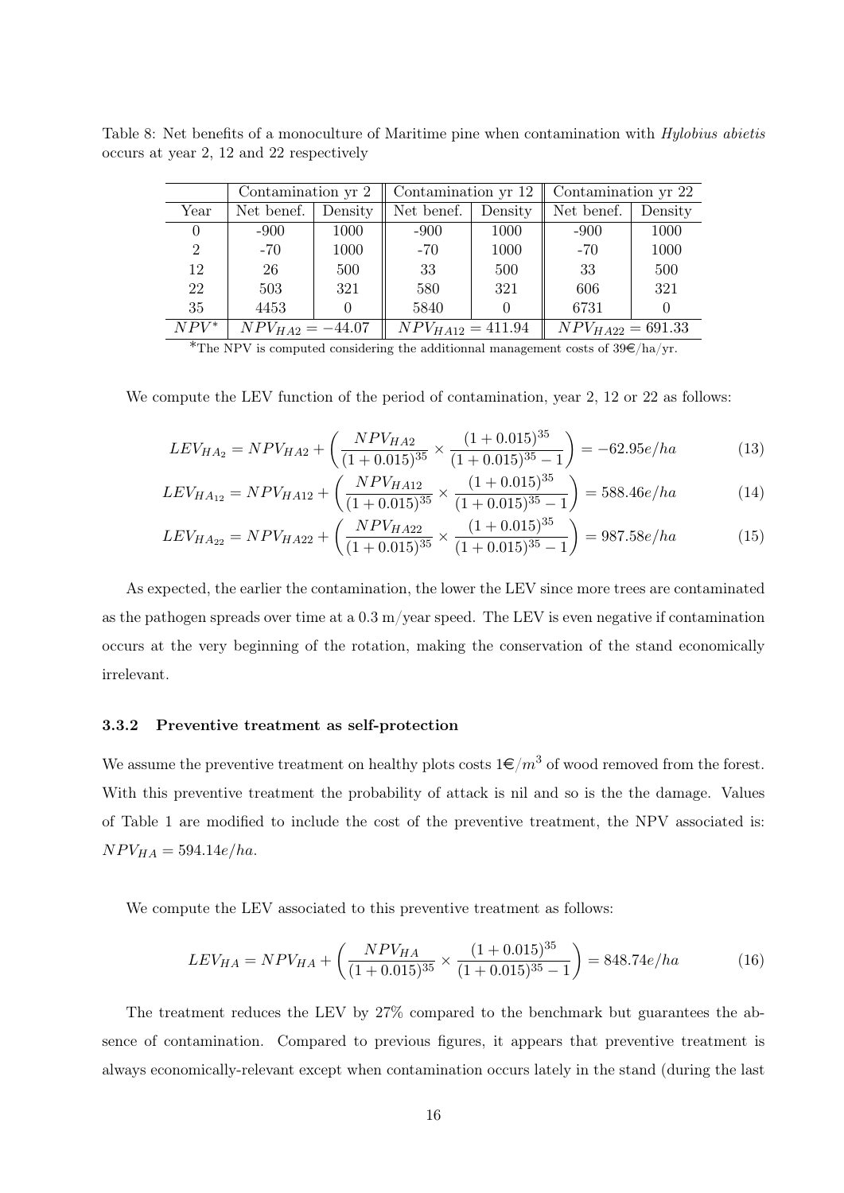Table 8: Net benefits of a monoculture of Maritime pine when contamination with *Hylobius abietis* occurs at year 2, 12 and 22 respectively

| | Contamination yr 2 | | Contamination yr 12 | | Contamination yr 22 | |
|---|---|---|---|---|---|---|
| Year | Net benef. | Density | Net benef. | Density | Net benef. | Density |
| 0 | -900 | 1000 | -900 | 1000 | -900 | 1000 |
| 2 | -70 | 1000 | -70 | 1000 | -70 | 1000 |
| 12 | 26 | 500 | 33 | 500 | 33 | 500 |
| 22 | 503 | 321 | 580 | 321 | 606 | 321 |
| 35 | 4453 | 0 | 5840 | 0 | 6731 | 0 |
| $NPV^*$ | $NPV_{HA2} = -44.07$ | | $NPV_{HA12} = 411.94$ | | $NPV_{HA22} = 691.33$ | |

*The NPV is computed considering the additionnal management costs of 39€/ha/yr.

We compute the LEV function of the period of contamination, year 2, 12 or 22 as follows:

$$LEV_{HA_2} = NPV_{HA2} + \left( \frac{NPV_{HA2}}{(1+0.015)^{35}} \times \frac{(1+0.015)^{35}}{(1+0.015)^{35}-1} \right) = -62.95e/ha \quad (13)$$

$$LEV_{HA_{12}} = NPV_{HA12} + \left( \frac{NPV_{HA12}}{(1+0.015)^{35}} \times \frac{(1+0.015)^{35}}{(1+0.015)^{35}-1} \right) = 588.46e/ha \quad (14)$$

$$LEV_{HA_{22}} = NPV_{HA22} + \left( \frac{NPV_{HA22}}{(1+0.015)^{35}} \times \frac{(1+0.015)^{35}}{(1+0.015)^{35}-1} \right) = 987.58e/ha \quad (15)$$

As expected, the earlier the contamination, the lower the LEV since more trees are contaminated as the pathogen spreads over time at a 0.3 m/year speed. The LEV is even negative if contamination occurs at the very beginning of the rotation, making the conservation of the stand economically irrelevant.

### 3.3.2 Preventive treatment as self-protection

We assume the preventive treatment on healthy plots costs $1€/m^3$ of wood removed from the forest. With this preventive treatment the probability of attack is nil and so is the the damage. Values of Table 1 are modified to include the cost of the preventive treatment, the NPV associated is: $NPV_{HA} = 594.14e/ha$.

We compute the LEV associated to this preventive treatment as follows:

$$LEV_{HA} = NPV_{HA} + \left( \frac{NPV_{HA}}{(1+0.015)^{35}} \times \frac{(1+0.015)^{35}}{(1+0.015)^{35}-1} \right) = 848.74e/ha \quad (16)$$

The treatment reduces the LEV by 27% compared to the benchmark but guarantees the absence of contamination. Compared to previous figures, it appears that preventive treatment is always economically-relevant except when contamination occurs lately in the stand (during the last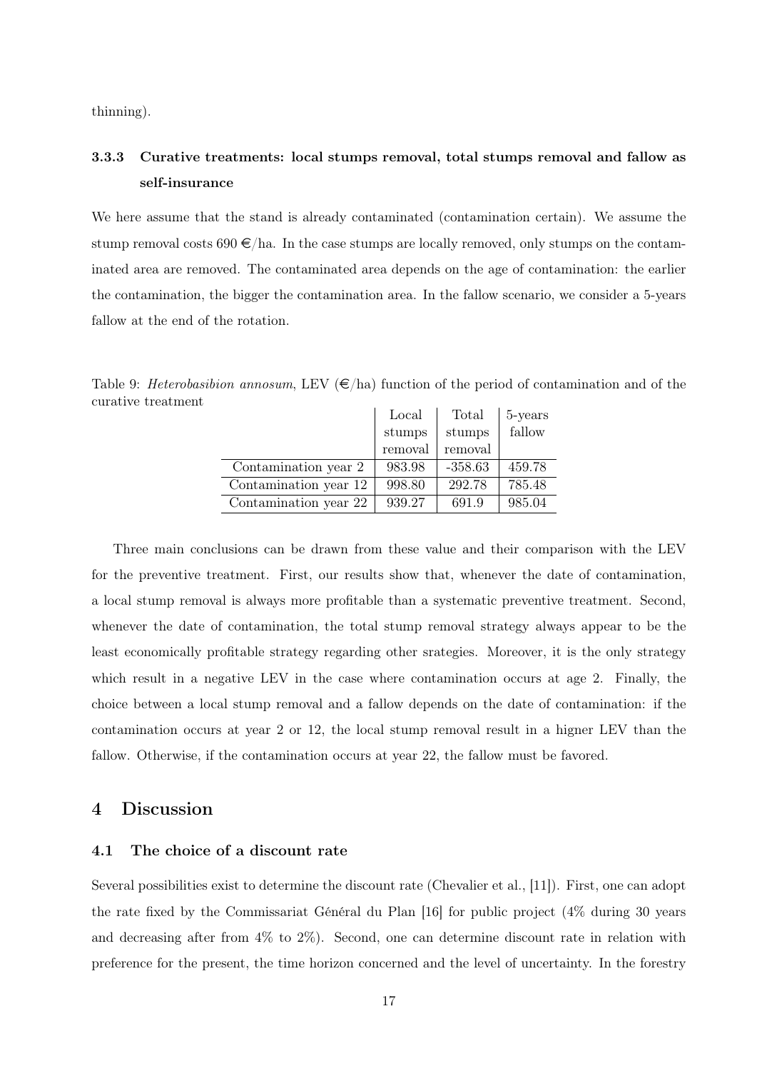thinning).

#### 3.3.3 Curative treatments: local stumps removal, total stumps removal and fallow as self-insurance

We here assume that the stand is already contaminated (contamination certain). We assume the stump removal costs 690 €/ha. In the case stumps are locally removed, only stumps on the contaminated area are removed. The contaminated area depends on the age of contamination: the earlier the contamination, the bigger the contamination area. In the fallow scenario, we consider a 5-years fallow at the end of the rotation.

Table 9: *Heterobasibion annosum*, LEV (€/ha) function of the period of contamination and of the curative treatment

| | Local stumps removal | Total stumps removal | 5-years fallow |
|---|---|---|---|
| Contamination year 2 | 983.98 | -358.63 | 459.78 |
| Contamination year 12 | 998.80 | 292.78 | 785.48 |
| Contamination year 22 | 939.27 | 691.9 | 985.04 |

Three main conclusions can be drawn from these value and their comparison with the LEV for the preventive treatment. First, our results show that, whenever the date of contamination, a local stump removal is always more profitable than a systematic preventive treatment. Second, whenever the date of contamination, the total stump removal strategy always appear to be the least economically profitable strategy regarding other srategies. Moreover, it is the only strategy which result in a negative LEV in the case where contamination occurs at age 2. Finally, the choice between a local stump removal and a fallow depends on the date of contamination: if the contamination occurs at year 2 or 12, the local stump removal result in a higner LEV than the fallow. Otherwise, if the contamination occurs at year 22, the fallow must be favored.

## 4 Discussion

### 4.1 The choice of a discount rate

Several possibilities exist to determine the discount rate (Chevalier et al., [11]). First, one can adopt the rate fixed by the Commissariat Général du Plan [16] for public project (4% during 30 years and decreasing after from 4% to 2%). Second, one can determine discount rate in relation with preference for the present, the time horizon concerned and the level of uncertainty. In the forestry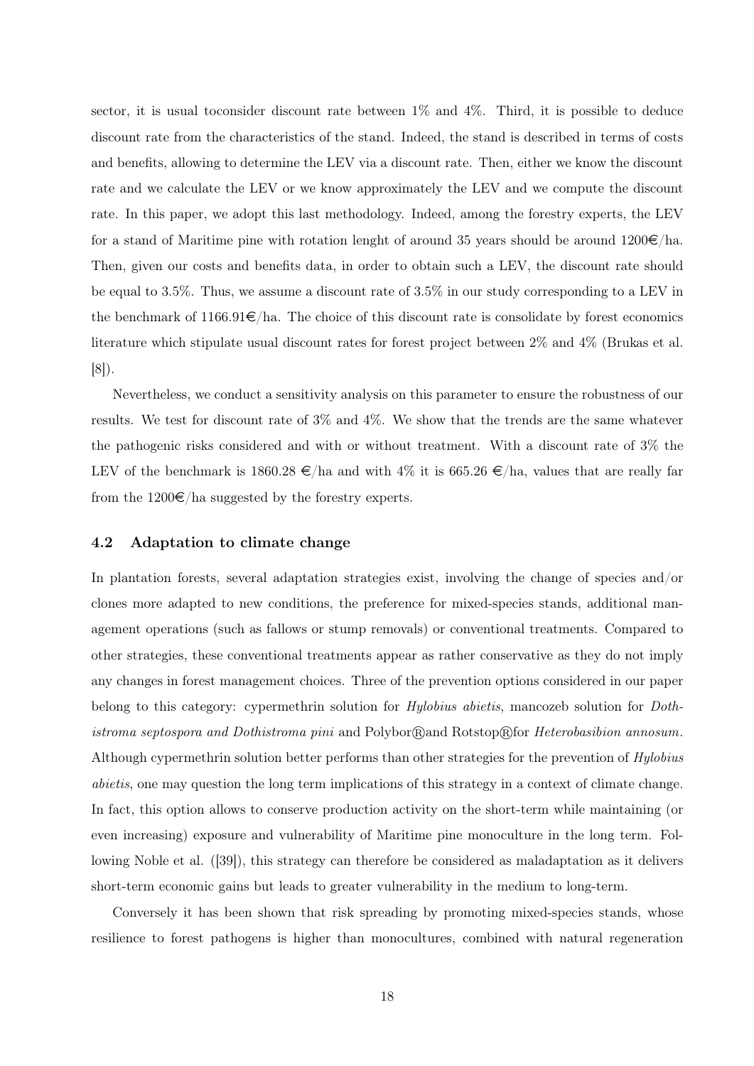sector, it is usual toconsider discount rate between 1% and 4%. Third, it is possible to deduce discount rate from the characteristics of the stand. Indeed, the stand is described in terms of costs and benefits, allowing to determine the LEV via a discount rate. Then, either we know the discount rate and we calculate the LEV or we know approximately the LEV and we compute the discount rate. In this paper, we adopt this last methodology. Indeed, among the forestry experts, the LEV for a stand of Maritime pine with rotation lenght of around 35 years should be around 1200€/ha. Then, given our costs and benefits data, in order to obtain such a LEV, the discount rate should be equal to 3.5%. Thus, we assume a discount rate of 3.5% in our study corresponding to a LEV in the benchmark of 1166.91€/ha. The choice of this discount rate is consolidate by forest economics literature which stipulate usual discount rates for forest project between 2% and 4% (Brukas et al. [8]).

Nevertheless, we conduct a sensitivity analysis on this parameter to ensure the robustness of our results. We test for discount rate of 3% and 4%. We show that the trends are the same whatever the pathogenic risks considered and with or without treatment. With a discount rate of 3% the LEV of the benchmark is 1860.28 €/ha and with 4% it is 665.26 €/ha, values that are really far from the 1200€/ha suggested by the forestry experts.

### 4.2 Adaptation to climate change

In plantation forests, several adaptation strategies exist, involving the change of species and/or clones more adapted to new conditions, the preference for mixed-species stands, additional management operations (such as fallows or stump removals) or conventional treatments. Compared to other strategies, these conventional treatments appear as rather conservative as they do not imply any changes in forest management choices. Three of the prevention options considered in our paper belong to this category: cypermethrin solution for *Hylobius abietis*, mancozeb solution for *Dothistroma septospora and Dothistroma pini* and Polybor®and Rotstop®for *Heterobasibion annosum.* Although cypermethrin solution better performs than other strategies for the prevention of *Hylobius abietis*, one may question the long term implications of this strategy in a context of climate change. In fact, this option allows to conserve production activity on the short-term while maintaining (or even increasing) exposure and vulnerability of Maritime pine monoculture in the long term. Following Noble et al. ([39]), this strategy can therefore be considered as maladaptation as it delivers short-term economic gains but leads to greater vulnerability in the medium to long-term.

Conversely it has been shown that risk spreading by promoting mixed-species stands, whose resilience to forest pathogens is higher than monocultures, combined with natural regeneration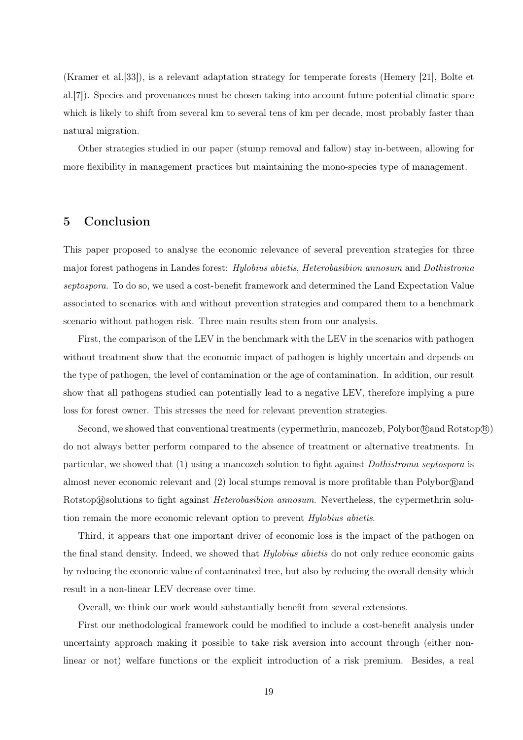(Kramer et al.[33]), is a relevant adaptation strategy for temperate forests (Hemery [21], Bolte et al.[7]). Species and provenances must be chosen taking into account future potential climatic space which is likely to shift from several km to several tens of km per decade, most probably faster than natural migration.

Other strategies studied in our paper (stump removal and fallow) stay in-between, allowing for more flexibility in management practices but maintaining the mono-species type of management.

## 5 Conclusion

This paper proposed to analyse the economic relevance of several prevention strategies for three major forest pathogens in Landes forest: *Hylobius abietis*, *Heterobasibion annosum* and *Dothistroma septospora*. To do so, we used a cost-benefit framework and determined the Land Expectation Value associated to scenarios with and without prevention strategies and compared them to a benchmark scenario without pathogen risk. Three main results stem from our analysis.

First, the comparison of the LEV in the benchmark with the LEV in the scenarios with pathogen without treatment show that the economic impact of pathogen is highly uncertain and depends on the type of pathogen, the level of contamination or the age of contamination. In addition, our result show that all pathogens studied can potentially lead to a negative LEV, therefore implying a pure loss for forest owner. This stresses the need for relevant prevention strategies.

Second, we showed that conventional treatments (cypermethrin, mancozeb, Polybor®and Rotstop®) do not always better perform compared to the absence of treatment or alternative treatments. In particular, we showed that (1) using a mancozeb solution to fight against *Dothistroma septospora* is almost never economic relevant and (2) local stumps removal is more profitable than Polybor®and Rotstop®solutions to fight against *Heterobasibion annosum*. Nevertheless, the cypermethrin solution remain the more economic relevant option to prevent *Hylobius abietis*.

Third, it appears that one important driver of economic loss is the impact of the pathogen on the final stand density. Indeed, we showed that *Hylobius abietis* do not only reduce economic gains by reducing the economic value of contaminated tree, but also by reducing the overall density which result in a non-linear LEV decrease over time.

Overall, we think our work would substantially benefit from several extensions.

First our methodological framework could be modified to include a cost-benefit analysis under uncertainty approach making it possible to take risk aversion into account through (either non-linear or not) welfare functions or the explicit introduction of a risk premium. Besides, a real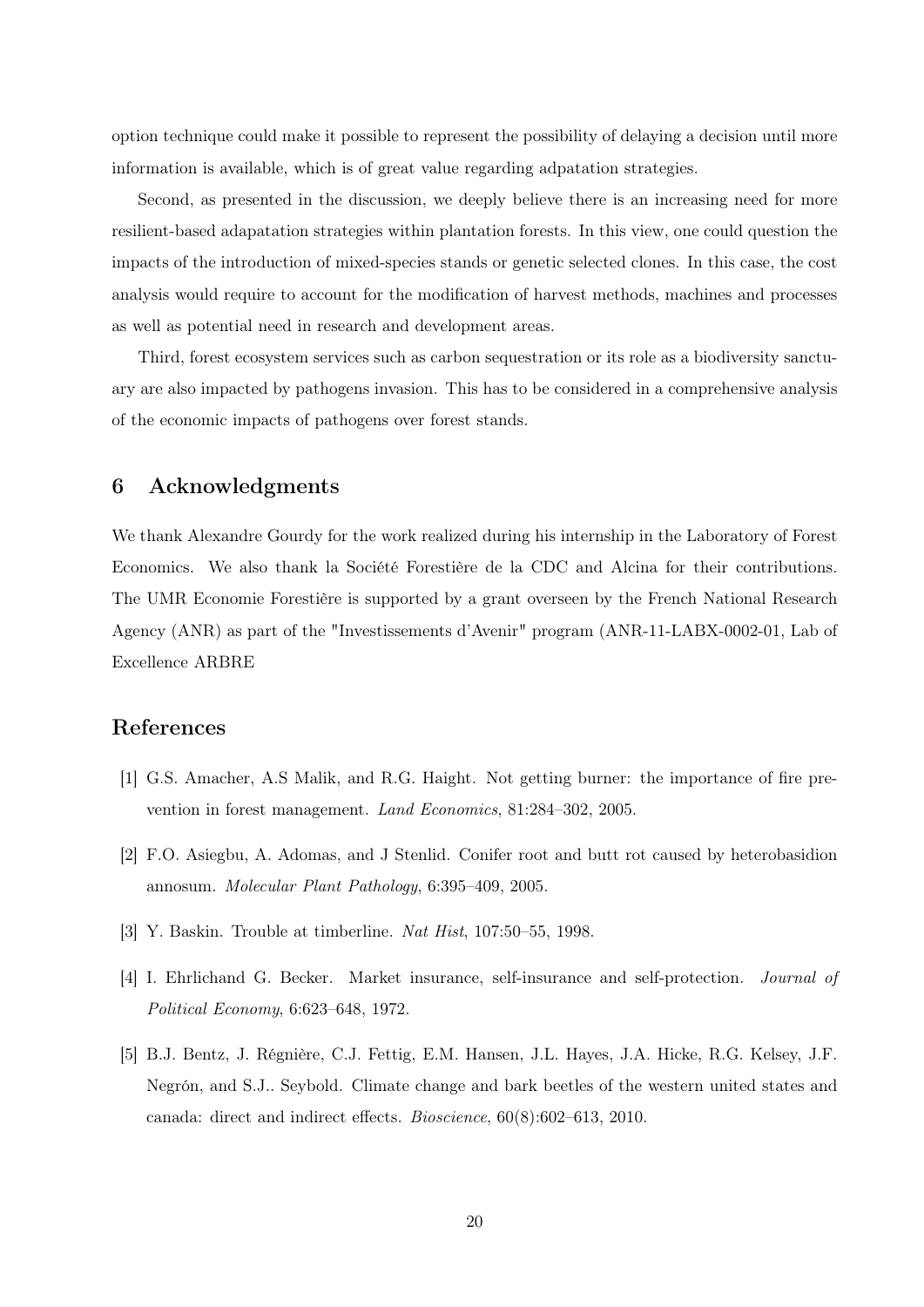option technique could make it possible to represent the possibility of delaying a decision until more information is available, which is of great value regarding adpatation strategies.

Second, as presented in the discussion, we deeply believe there is an increasing need for more resilient-based adapatation strategies within plantation forests. In this view, one could question the impacts of the introduction of mixed-species stands or genetic selected clones. In this case, the cost analysis would require to account for the modification of harvest methods, machines and processes as well as potential need in research and development areas.

Third, forest ecosystem services such as carbon sequestration or its role as a biodiversity sanctuary are also impacted by pathogens invasion. This has to be considered in a comprehensive analysis of the economic impacts of pathogens over forest stands.

## 6 Acknowledgments

We thank Alexandre Gourdy for the work realized during his internship in the Laboratory of Forest Economics. We also thank la Société Forestière de la CDC and Alcina for their contributions. The UMR Economie Forestière is supported by a grant overseen by the French National Research Agency (ANR) as part of the "Investissements d'Avenir" program (ANR-11-LABX-0002-01, Lab of Excellence ARBRE

## References

[1] G.S. Amacher, A.S Malik, and R.G. Haight. Not getting burner: the importance of fire prevention in forest management. *Land Economics*, 81:284–302, 2005.

[2] F.O. Asiegbu, A. Adomas, and J Stenlid. Conifer root and butt rot caused by heterobasidion annosum. *Molecular Plant Pathology*, 6:395–409, 2005.

[3] Y. Baskin. Trouble at timberline. *Nat Hist*, 107:50–55, 1998.

[4] I. Ehrlichand G. Becker. Market insurance, self-insurance and self-protection. *Journal of Political Economy*, 6:623–648, 1972.

[5] B.J. Bentz, J. Régnière, C.J. Fettig, E.M. Hansen, J.L. Hayes, J.A. Hicke, R.G. Kelsey, J.F. Negrón, and S.J.. Seybold. Climate change and bark beetles of the western united states and canada: direct and indirect effects. *Bioscience*, 60(8):602–613, 2010.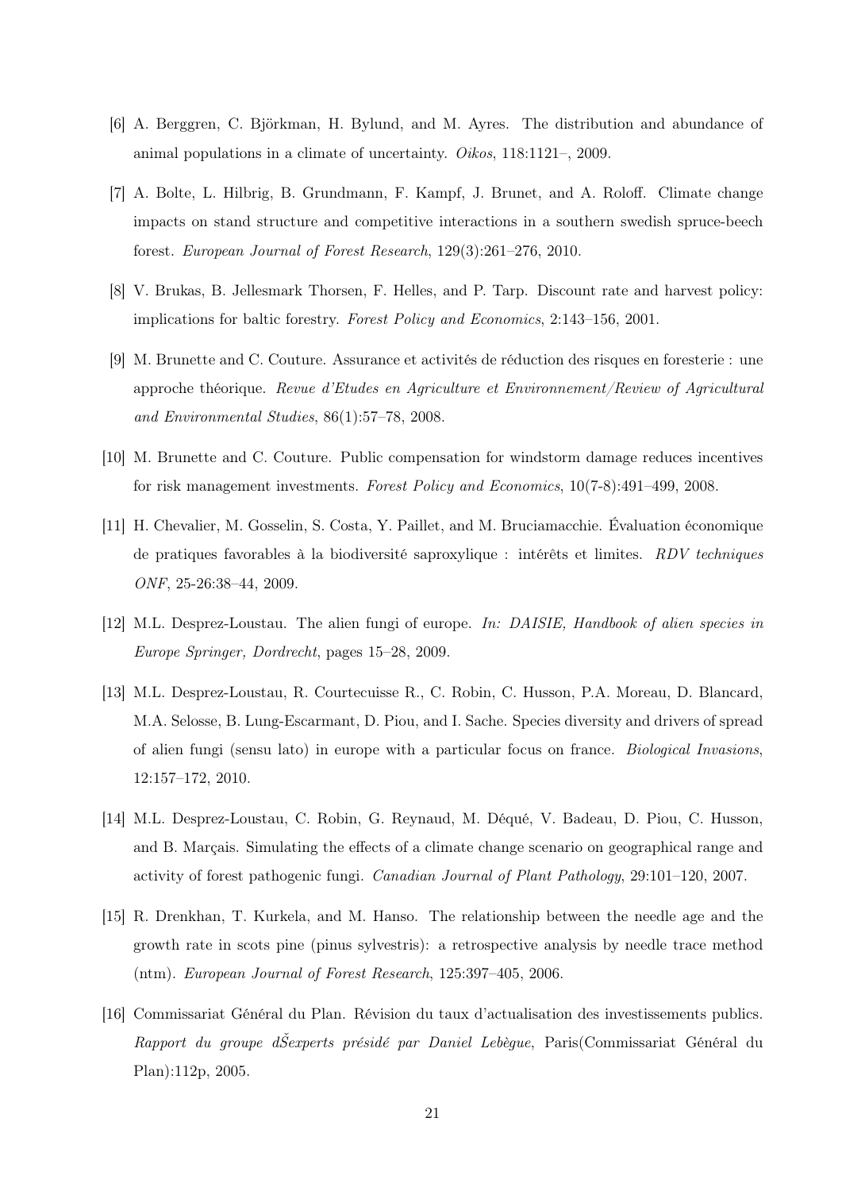[6] A. Berggren, C. Björkman, H. Bylund, and M. Ayres. The distribution and abundance of animal populations in a climate of uncertainty. *Oikos*, 118:1121–, 2009.

[7] A. Bolte, L. Hilbrig, B. Grundmann, F. Kampf, J. Brunet, and A. Roloff. Climate change impacts on stand structure and competitive interactions in a southern swedish spruce-beech forest. *European Journal of Forest Research*, 129(3):261–276, 2010.

[8] V. Brukas, B. Jellesmark Thorsen, F. Helles, and P. Tarp. Discount rate and harvest policy: implications for baltic forestry. *Forest Policy and Economics*, 2:143–156, 2001.

[9] M. Brunette and C. Couture. Assurance et activités de réduction des risques en foresterie : une approche théorique. *Revue d'Etudes en Agriculture et Environnement/Review of Agricultural and Environmental Studies*, 86(1):57–78, 2008.

[10] M. Brunette and C. Couture. Public compensation for windstorm damage reduces incentives for risk management investments. *Forest Policy and Economics*, 10(7-8):491–499, 2008.

[11] H. Chevalier, M. Gosselin, S. Costa, Y. Paillet, and M. Bruciamacchie. Évaluation économique de pratiques favorables à la biodiversité saproxylique : intérêts et limites. *RDV techniques ONF*, 25-26:38–44, 2009.

[12] M.L. Desprez-Loustau. The alien fungi of europe. *In: DAISIE, Handbook of alien species in Europe Springer, Dordrecht*, pages 15–28, 2009.

[13] M.L. Desprez-Loustau, R. Courtecuisse R., C. Robin, C. Husson, P.A. Moreau, D. Blancard, M.A. Selosse, B. Lung-Escarmant, D. Piou, and I. Sache. Species diversity and drivers of spread of alien fungi (sensu lato) in europe with a particular focus on france. *Biological Invasions*, 12:157–172, 2010.

[14] M.L. Desprez-Loustau, C. Robin, G. Reynaud, M. Déqué, V. Badeau, D. Piou, C. Husson, and B. Marçais. Simulating the effects of a climate change scenario on geographical range and activity of forest pathogenic fungi. *Canadian Journal of Plant Pathology*, 29:101–120, 2007.

[15] R. Drenkhan, T. Kurkela, and M. Hanso. The relationship between the needle age and the growth rate in scots pine (pinus sylvestris): a retrospective analysis by needle trace method (ntm). *European Journal of Forest Research*, 125:397–405, 2006.

[16] Commissariat Général du Plan. Révision du taux d'actualisation des investissements publics. *Rapport du groupe dŠexperts présidé par Daniel Lebègue*, Paris(Commissariat Général du Plan):112p, 2005.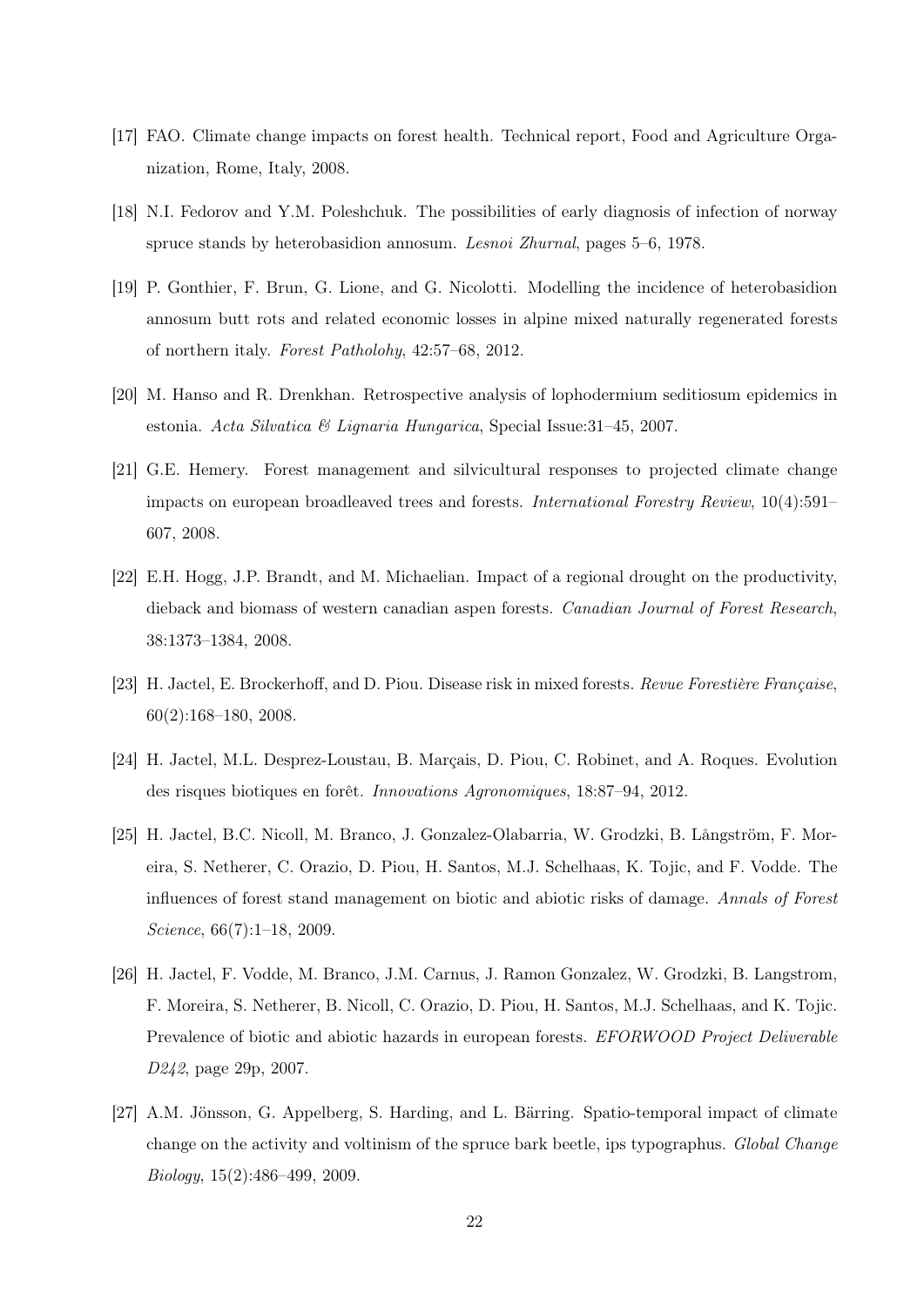[17] FAO. Climate change impacts on forest health. Technical report, Food and Agriculture Organization, Rome, Italy, 2008.

[18] N.I. Fedorov and Y.M. Poleshchuk. The possibilities of early diagnosis of infection of norway spruce stands by heterobasidion annosum. *Lesnoi Zhurnal*, pages 5–6, 1978.

[19] P. Gonthier, F. Brun, G. Lione, and G. Nicolotti. Modelling the incidence of heterobasidion annosum butt rots and related economic losses in alpine mixed naturally regenerated forests of northern italy. *Forest Patholohy*, 42:57–68, 2012.

[20] M. Hanso and R. Drenkhan. Retrospective analysis of lophodermium seditiosum epidemics in estonia. *Acta Silvatica & Lignaria Hungarica*, Special Issue:31–45, 2007.

[21] G.E. Hemery. Forest management and silvicultural responses to projected climate change impacts on european broadleaved trees and forests. *International Forestry Review*, 10(4):591–607, 2008.

[22] E.H. Hogg, J.P. Brandt, and M. Michaelian. Impact of a regional drought on the productivity, dieback and biomass of western canadian aspen forests. *Canadian Journal of Forest Research*, 38:1373–1384, 2008.

[23] H. Jactel, E. Brockerhoff, and D. Piou. Disease risk in mixed forests. *Revue Forestière Française*, 60(2):168–180, 2008.

[24] H. Jactel, M.L. Desprez-Loustau, B. Marçais, D. Piou, C. Robinet, and A. Roques. Evolution des risques biotiques en forêt. *Innovations Agronomiques*, 18:87–94, 2012.

[25] H. Jactel, B.C. Nicoll, M. Branco, J. Gonzalez-Olabarria, W. Grodzki, B. Långström, F. Moreira, S. Netherer, C. Orazio, D. Piou, H. Santos, M.J. Schelhaas, K. Tojic, and F. Vodde. The influences of forest stand management on biotic and abiotic risks of damage. *Annals of Forest Science*, 66(7):1–18, 2009.

[26] H. Jactel, F. Vodde, M. Branco, J.M. Carnus, J. Ramon Gonzalez, W. Grodzki, B. Langstrom, F. Moreira, S. Netherer, B. Nicoll, C. Orazio, D. Piou, H. Santos, M.J. Schelhaas, and K. Tojic. Prevalence of biotic and abiotic hazards in european forests. *EFORWOOD Project Deliverable D242*, page 29p, 2007.

[27] A.M. Jönsson, G. Appelberg, S. Harding, and L. Bärring. Spatio-temporal impact of climate change on the activity and voltinism of the spruce bark beetle, ips typographus. *Global Change Biology*, 15(2):486–499, 2009.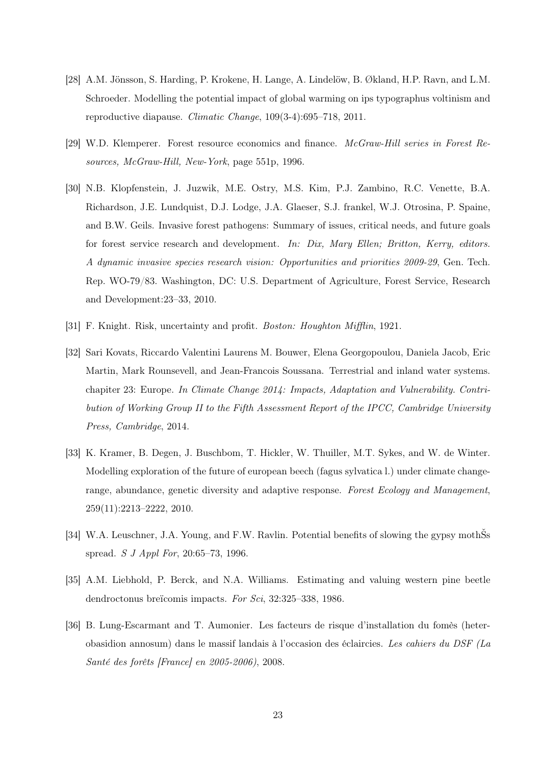[28] A.M. Jönsson, S. Harding, P. Krokene, H. Lange, A. Lindelöw, B. Økland, H.P. Ravn, and L.M. Schroeder. Modelling the potential impact of global warming on ips typographus voltinism and reproductive diapause. *Climatic Change*, 109(3-4):695–718, 2011.

[29] W.D. Klemperer. Forest resource economics and finance. *McGraw-Hill series in Forest Resources, McGraw-Hill, New-York*, page 551p, 1996.

[30] N.B. Klopfenstein, J. Juzwik, M.E. Ostry, M.S. Kim, P.J. Zambino, R.C. Venette, B.A. Richardson, J.E. Lundquist, D.J. Lodge, J.A. Glaeser, S.J. frankel, W.J. Otrosina, P. Spaine, and B.W. Geils. Invasive forest pathogens: Summary of issues, critical needs, and future goals for forest service research and development. *In: Dix, Mary Ellen; Britton, Kerry, editors. A dynamic invasive species research vision: Opportunities and priorities 2009-29*, Gen. Tech. Rep. WO-79/83. Washington, DC: U.S. Department of Agriculture, Forest Service, Research and Development:23–33, 2010.

[31] F. Knight. Risk, uncertainty and profit. *Boston: Houghton Mifflin*, 1921.

[32] Sari Kovats, Riccardo Valentini Laurens M. Bouwer, Elena Georgopoulou, Daniela Jacob, Eric Martin, Mark Rounsevell, and Jean-Francois Soussana. Terrestrial and inland water systems. chapiter 23: Europe. *In Climate Change 2014: Impacts, Adaptation and Vulnerability. Contribution of Working Group II to the Fifth Assessment Report of the IPCC, Cambridge University Press, Cambridge*, 2014.

[33] K. Kramer, B. Degen, J. Buschbom, T. Hickler, W. Thuiller, M.T. Sykes, and W. de Winter. Modelling exploration of the future of european beech (fagus sylvatica l.) under climate change-range, abundance, genetic diversity and adaptive response. *Forest Ecology and Management*, 259(11):2213–2222, 2010.

[34] W.A. Leuschner, J.A. Young, and F.W. Ravlin. Potential benefits of slowing the gypsy mothŠs spread. *S J Appl For*, 20:65–73, 1996.

[35] A.M. Liebhold, P. Berck, and N.A. Williams. Estimating and valuing western pine beetle dendroctonus breïcomis impacts. *For Sci*, 32:325–338, 1986.

[36] B. Lung-Escarmant and T. Aumonier. Les facteurs de risque d'installation du fomès (heterobasidion annosum) dans le massif landais à l'occasion des éclaircies. *Les cahiers du DSF (La Santé des forêts [France] en 2005-2006)*, 2008.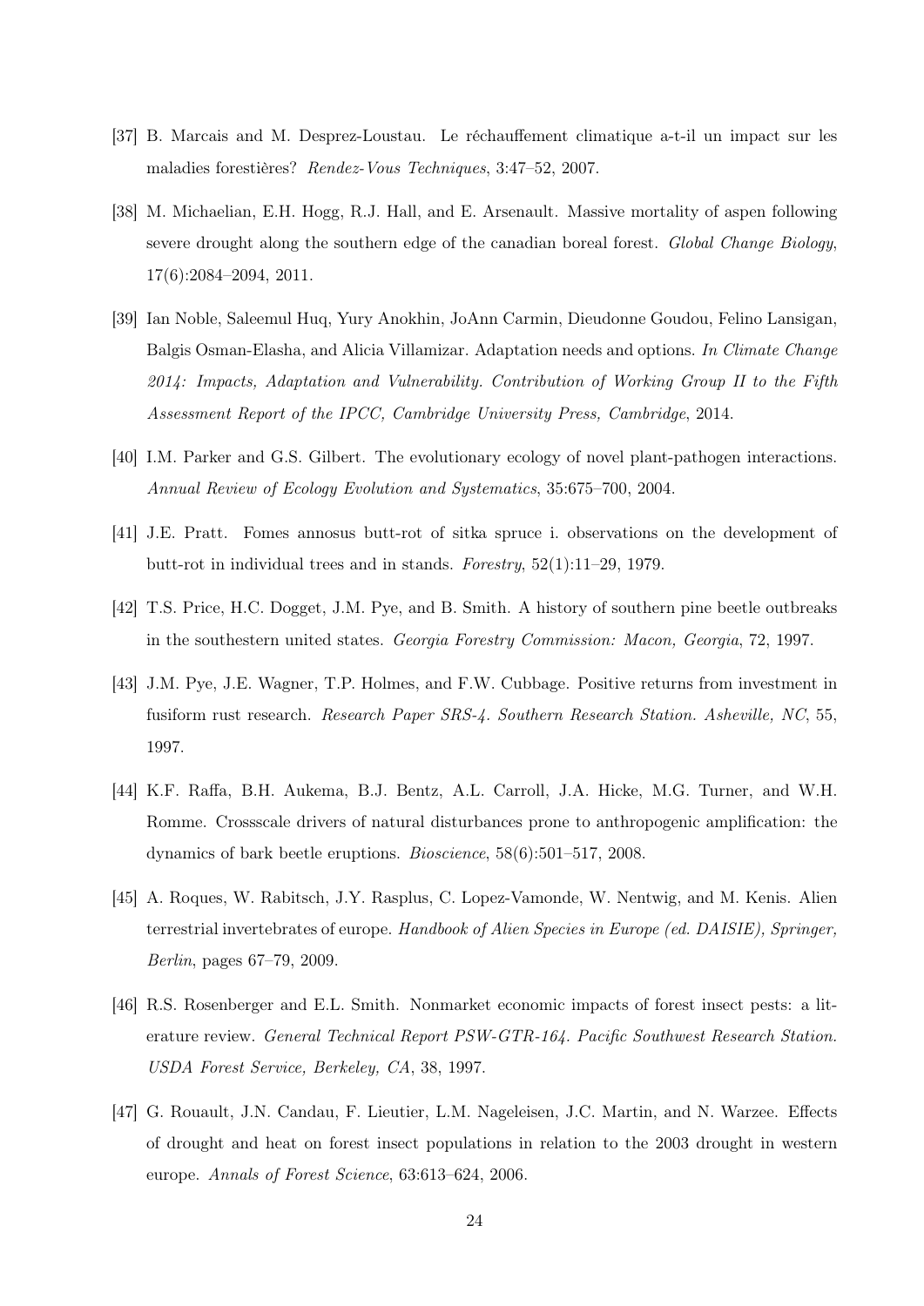[37] B. Marcais and M. Desprez-Loustau. Le réchauffement climatique a-t-il un impact sur les maladies forestières? *Rendez-Vous Techniques*, 3:47–52, 2007.

[38] M. Michaelian, E.H. Hogg, R.J. Hall, and E. Arsenault. Massive mortality of aspen following severe drought along the southern edge of the canadian boreal forest. *Global Change Biology*, 17(6):2084–2094, 2011.

[39] Ian Noble, Saleemul Huq, Yury Anokhin, JoAnn Carmin, Dieudonne Goudou, Felino Lansigan, Balgis Osman-Elasha, and Alicia Villamizar. Adaptation needs and options. *In Climate Change 2014: Impacts, Adaptation and Vulnerability. Contribution of Working Group II to the Fifth Assessment Report of the IPCC, Cambridge University Press, Cambridge*, 2014.

[40] I.M. Parker and G.S. Gilbert. The evolutionary ecology of novel plant-pathogen interactions. *Annual Review of Ecology Evolution and Systematics*, 35:675–700, 2004.

[41] J.E. Pratt. Fomes annosus butt-rot of sitka spruce i. observations on the development of butt-rot in individual trees and in stands. *Forestry*, 52(1):11–29, 1979.

[42] T.S. Price, H.C. Dogget, J.M. Pye, and B. Smith. A history of southern pine beetle outbreaks in the southestern united states. *Georgia Forestry Commission: Macon, Georgia*, 72, 1997.

[43] J.M. Pye, J.E. Wagner, T.P. Holmes, and F.W. Cubbage. Positive returns from investment in fusiform rust research. *Research Paper SRS-4. Southern Research Station. Asheville, NC*, 55, 1997.

[44] K.F. Raffa, B.H. Aukema, B.J. Bentz, A.L. Carroll, J.A. Hicke, M.G. Turner, and W.H. Romme. Crossscale drivers of natural disturbances prone to anthropogenic amplification: the dynamics of bark beetle eruptions. *Bioscience*, 58(6):501–517, 2008.

[45] A. Roques, W. Rabitsch, J.Y. Rasplus, C. Lopez-Vamonde, W. Nentwig, and M. Kenis. Alien terrestrial invertebrates of europe. *Handbook of Alien Species in Europe (ed. DAISIE), Springer, Berlin*, pages 67–79, 2009.

[46] R.S. Rosenberger and E.L. Smith. Nonmarket economic impacts of forest insect pests: a literature review. *General Technical Report PSW-GTR-164. Pacific Southwest Research Station. USDA Forest Service, Berkeley, CA*, 38, 1997.

[47] G. Rouault, J.N. Candau, F. Lieutier, L.M. Nageleisen, J.C. Martin, and N. Warzee. Effects of drought and heat on forest insect populations in relation to the 2003 drought in western europe. *Annals of Forest Science*, 63:613–624, 2006.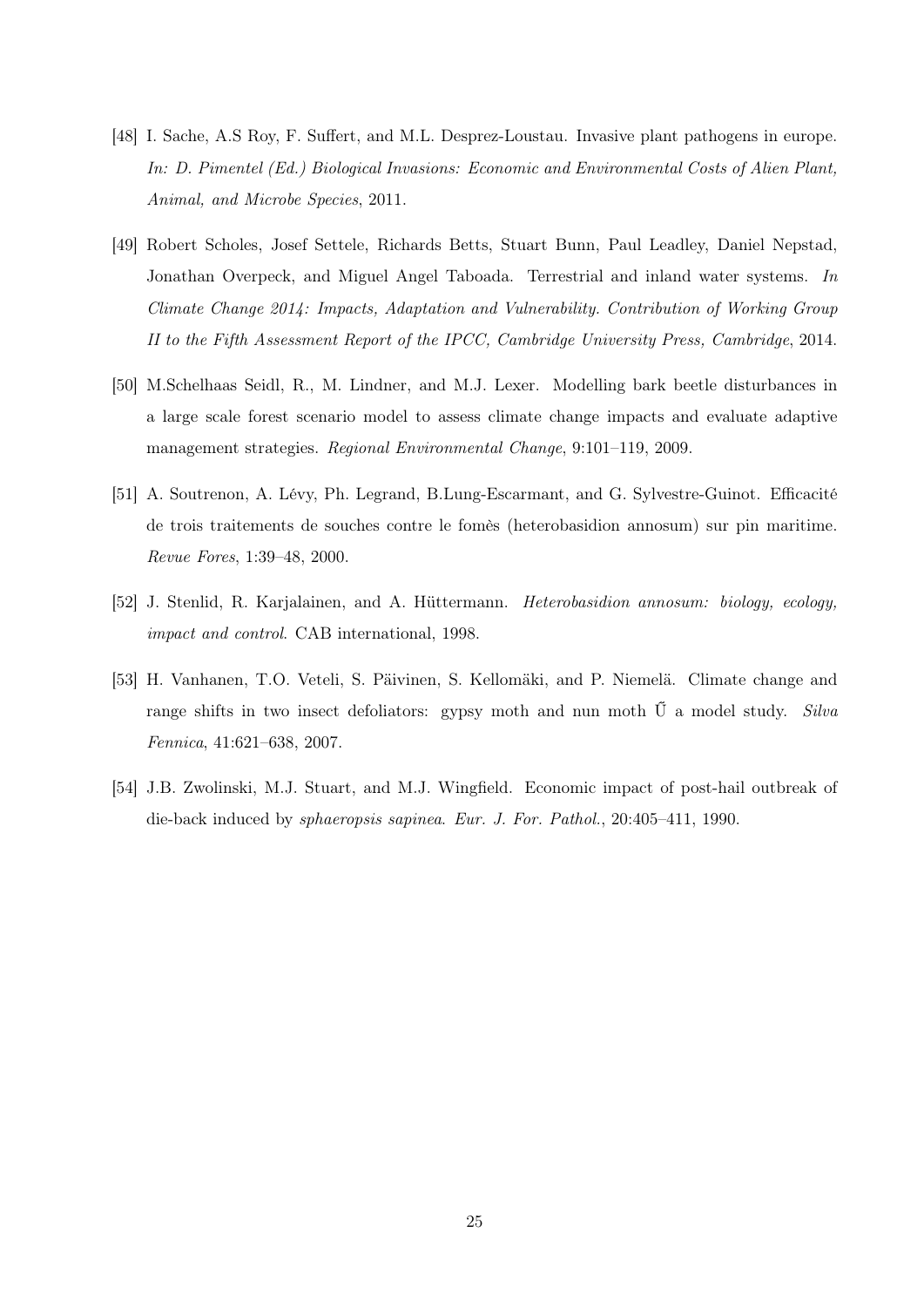[48] I. Sache, A.S Roy, F. Suffert, and M.L. Desprez-Loustau. Invasive plant pathogens in europe. *In: D. Pimentel (Ed.) Biological Invasions: Economic and Environmental Costs of Alien Plant, Animal, and Microbe Species*, 2011.

[49] Robert Scholes, Josef Settele, Richards Betts, Stuart Bunn, Paul Leadley, Daniel Nepstad, Jonathan Overpeck, and Miguel Angel Taboada. Terrestrial and inland water systems. *In Climate Change 2014: Impacts, Adaptation and Vulnerability. Contribution of Working Group II to the Fifth Assessment Report of the IPCC, Cambridge University Press, Cambridge*, 2014.

[50] M.Schelhaas Seidl, R., M. Lindner, and M.J. Lexer. Modelling bark beetle disturbances in a large scale forest scenario model to assess climate change impacts and evaluate adaptive management strategies. *Regional Environmental Change*, 9:101–119, 2009.

[51] A. Soutrenon, A. Lévy, Ph. Legrand, B.Lung-Escarmant, and G. Sylvestre-Guinot. Efficacité de trois traitements de souches contre le fomès (heterobasidion annosum) sur pin maritime. *Revue Fores*, 1:39–48, 2000.

[52] J. Stenlid, R. Karjalainen, and A. Hüttermann. *Heterobasidion annosum: biology, ecology, impact and control*. CAB international, 1998.

[53] H. Vanhanen, T.O. Veteli, S. Päivinen, S. Kellomäki, and P. Niemelä. Climate change and range shifts in two insect defoliators: gypsy moth and nun moth Ű a model study. *Silva Fennica*, 41:621–638, 2007.

[54] J.B. Zwolinski, M.J. Stuart, and M.J. Wingfield. Economic impact of post-hail outbreak of die-back induced by *sphaeropsis sapinea*. *Eur. J. For. Pathol.*, 20:405–411, 1990.